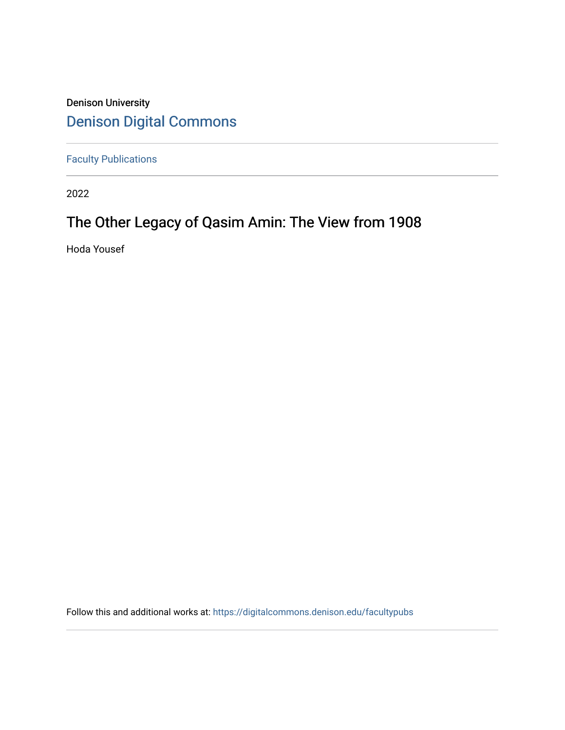Denison University

Denison Digital Commons

Faculty Publications

2022

# The Other Legacy of Qasim Amin: The View from 1908

Hoda Yousef

Follow this and additional works at: https://digitalcommons.denison.edu/facultypubs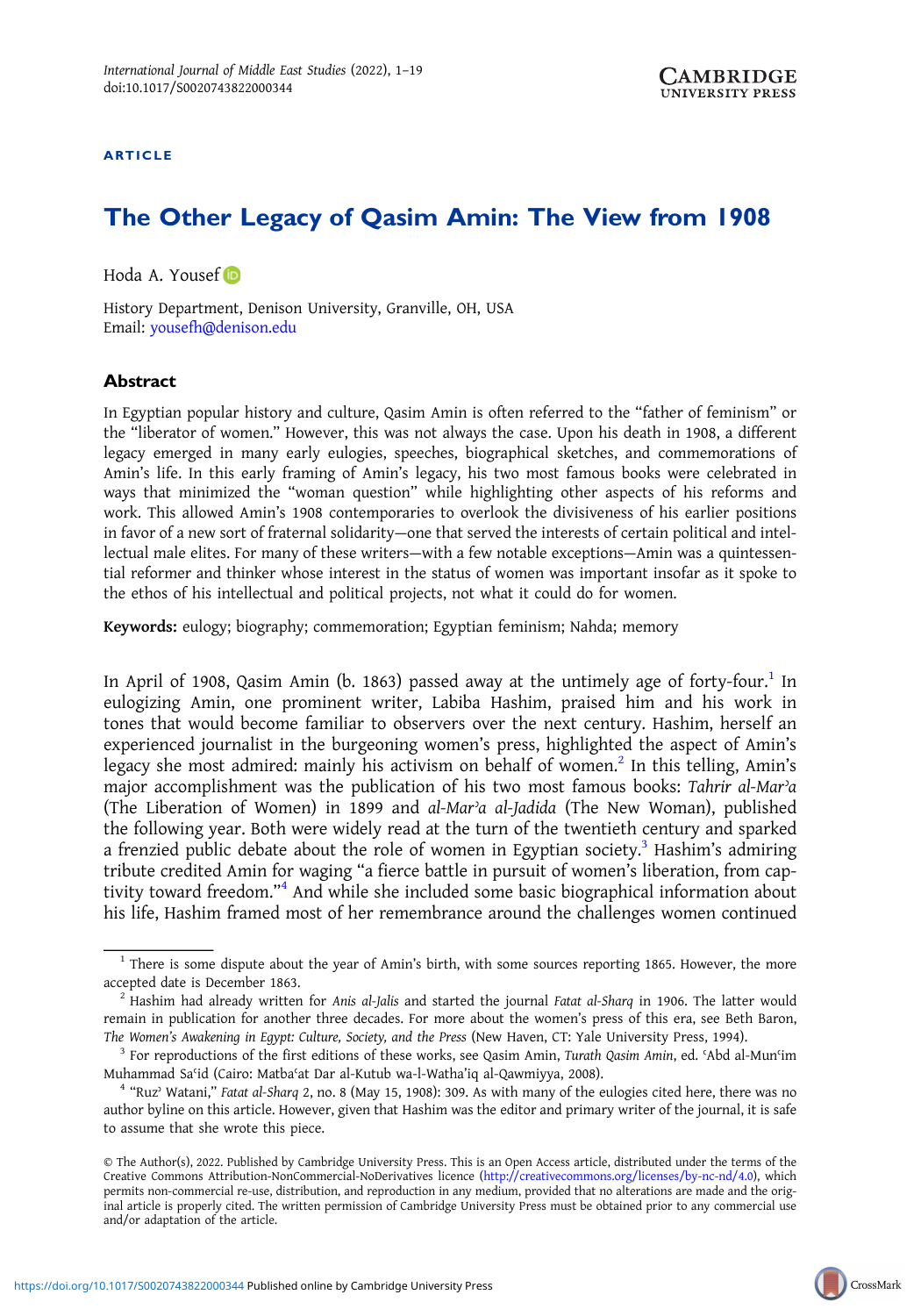ARTICLE

# The Other Legacy of Qasim Amin: The View from 1908

Hoda A. Yousef

History Department, Denison University, Granville, OH, USA
Email: yousefh@denison.edu

## Abstract

In Egyptian popular history and culture, Qasim Amin is often referred to the "father of feminism" or the "liberator of women." However, this was not always the case. Upon his death in 1908, a different legacy emerged in many early eulogies, speeches, biographical sketches, and commemorations of Amin's life. In this early framing of Amin's legacy, his two most famous books were celebrated in ways that minimized the "woman question" while highlighting other aspects of his reforms and work. This allowed Amin's 1908 contemporaries to overlook the divisiveness of his earlier positions in favor of a new sort of fraternal solidarity—one that served the interests of certain political and intellectual male elites. For many of these writers—with a few notable exceptions—Amin was a quintessential reformer and thinker whose interest in the status of women was important insofar as it spoke to the ethos of his intellectual and political projects, not what it could do for women.

**Keywords:** eulogy; biography; commemoration; Egyptian feminism; Nahda; memory

In April of 1908, Qasim Amin (b. 1863) passed away at the untimely age of forty-four.[1] In eulogizing Amin, one prominent writer, Labiba Hashim, praised him and his work in tones that would become familiar to observers over the next century. Hashim, herself an experienced journalist in the burgeoning women's press, highlighted the aspect of Amin's legacy she most admired: mainly his activism on behalf of women.[2] In this telling, Amin's major accomplishment was the publication of his two most famous books: *Tahrir al-Marʾa* (The Liberation of Women) in 1899 and *al-Marʾa al-Jadida* (The New Woman), published the following year. Both were widely read at the turn of the twentieth century and sparked a frenzied public debate about the role of women in Egyptian society.[3] Hashim's admiring tribute credited Amin for waging "a fierce battle in pursuit of women's liberation, from captivity toward freedom."[4] And while she included some basic biographical information about his life, Hashim framed most of her remembrance around the challenges women continued

---

[1] There is some dispute about the year of Amin's birth, with some sources reporting 1865. However, the more accepted date is December 1863.

[2] Hashim had already written for *Anis al-Jalis* and started the journal *Fatat al-Sharq* in 1906. The latter would remain in publication for another three decades. For more about the women's press of this era, see Beth Baron, *The Women's Awakening in Egypt: Culture, Society, and the Press* (New Haven, CT: Yale University Press, 1994).

[3] For reproductions of the first editions of these works, see Qasim Amin, *Turath Qasim Amin*, ed. ʿAbd al-Munʿim Muhammad Saʿid (Cairo: Matbaʿat Dar al-Kutub wa-l-Wathaʾiq al-Qawmiyya, 2008).

[4] "Ruzʾ Watani," *Fatat al-Sharq* 2, no. 8 (May 15, 1908): 309. As with many of the eulogies cited here, there was no author byline on this article. However, given that Hashim was the editor and primary writer of the journal, it is safe to assume that she wrote this piece.

© The Author(s), 2022. Published by Cambridge University Press. This is an Open Access article, distributed under the terms of the Creative Commons Attribution-NonCommercial-NoDerivatives licence (http://creativecommons.org/licenses/by-nc-nd/4.0), which permits non-commercial re-use, distribution, and reproduction in any medium, provided that no alterations are made and the original article is properly cited. The written permission of Cambridge University Press must be obtained prior to any commercial use and/or adaptation of the article.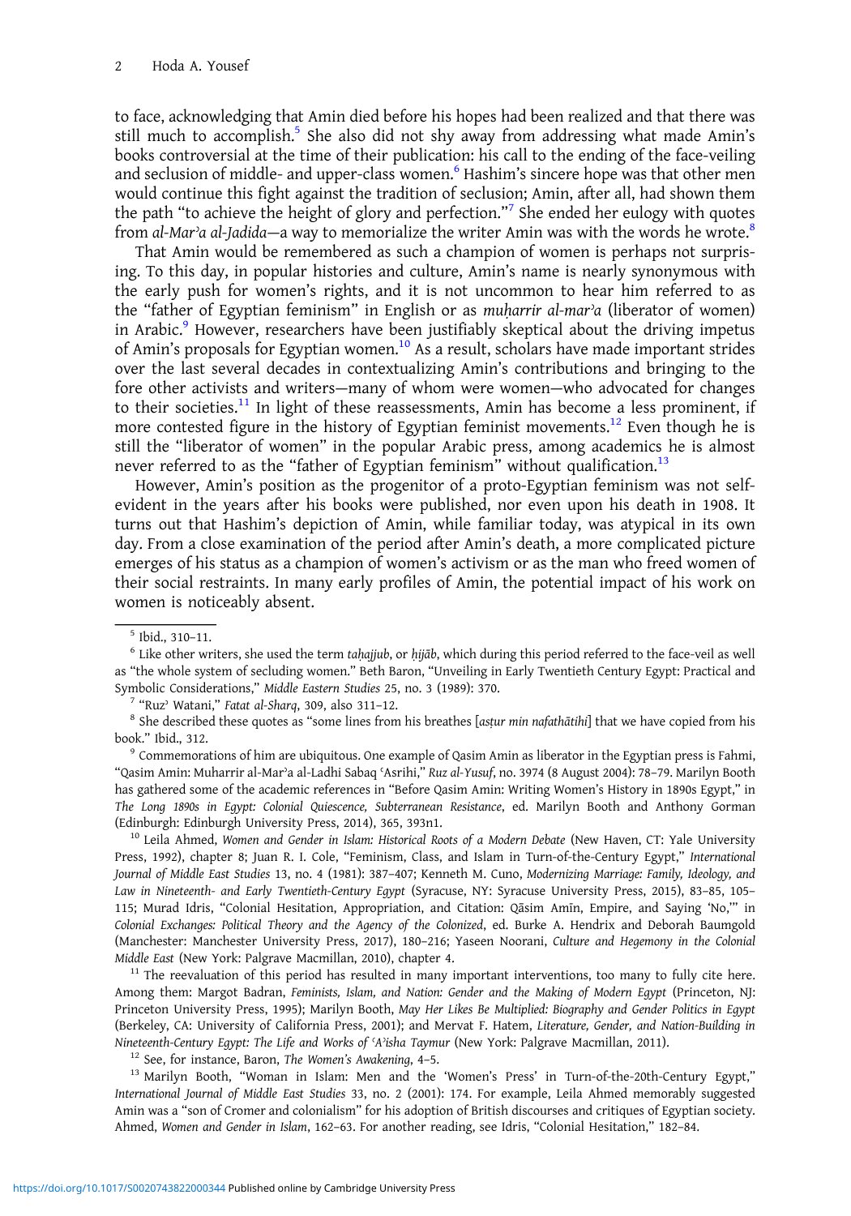to face, acknowledging that Amin died before his hopes had been realized and that there was still much to accomplish.[5] She also did not shy away from addressing what made Amin's books controversial at the time of their publication: his call to the ending of the face-veiling and seclusion of middle- and upper-class women.[6] Hashim's sincere hope was that other men would continue this fight against the tradition of seclusion; Amin, after all, had shown them the path "to achieve the height of glory and perfection."[7] She ended her eulogy with quotes from *al-Marʾa al-Jadida*—a way to memorialize the writer Amin was with the words he wrote.[8]

That Amin would be remembered as such a champion of women is perhaps not surprising. To this day, in popular histories and culture, Amin's name is nearly synonymous with the early push for women's rights, and it is not uncommon to hear him referred to as the "father of Egyptian feminism" in English or as *muḥarrir al-marʾa* (liberator of women) in Arabic.[9] However, researchers have been justifiably skeptical about the driving impetus of Amin's proposals for Egyptian women.[10] As a result, scholars have made important strides over the last several decades in contextualizing Amin's contributions and bringing to the fore other activists and writers—many of whom were women—who advocated for changes to their societies.[11] In light of these reassessments, Amin has become a less prominent, if more contested figure in the history of Egyptian feminist movements.[12] Even though he is still the "liberator of women" in the popular Arabic press, among academics he is almost never referred to as the "father of Egyptian feminism" without qualification.[13]

However, Amin's position as the progenitor of a proto-Egyptian feminism was not self-evident in the years after his books were published, nor even upon his death in 1908. It turns out that Hashim's depiction of Amin, while familiar today, was atypical in its own day. From a close examination of the period after Amin's death, a more complicated picture emerges of his status as a champion of women's activism or as the man who freed women of their social restraints. In many early profiles of Amin, the potential impact of his work on women is noticeably absent.

---

[5] Ibid., 310–11.

[6] Like other writers, she used the term *taḥajjub*, or *ḥijāb*, which during this period referred to the face-veil as well as "the whole system of secluding women." Beth Baron, "Unveiling in Early Twentieth Century Egypt: Practical and Symbolic Considerations," *Middle Eastern Studies* 25, no. 3 (1989): 370.

[7] "Ruzʾ Watani," *Fatat al-Sharq*, 309, also 311–12.

[8] She described these quotes as "some lines from his breathes [*asṭur min nafathātihi*] that we have copied from his book." Ibid., 312.

[9] Commemorations of him are ubiquitous. One example of Qasim Amin as liberator in the Egyptian press is Fahmi, "Qasim Amin: Muharrir al-Marʾa al-Ladhi Sabaq ʿAsrihi," *Ruz al-Yusuf*, no. 3974 (8 August 2004): 78–79. Marilyn Booth has gathered some of the academic references in "Before Qasim Amin: Writing Women's History in 1890s Egypt," in *The Long 1890s in Egypt: Colonial Quiescence, Subterranean Resistance*, ed. Marilyn Booth and Anthony Gorman (Edinburgh: Edinburgh University Press, 2014), 365, 393n1.

[10] Leila Ahmed, *Women and Gender in Islam: Historical Roots of a Modern Debate* (New Haven, CT: Yale University Press, 1992), chapter 8; Juan R. I. Cole, "Feminism, Class, and Islam in Turn-of-the-Century Egypt," *International Journal of Middle East Studies* 13, no. 4 (1981): 387–407; Kenneth M. Cuno, *Modernizing Marriage: Family, Ideology, and Law in Nineteenth- and Early Twentieth-Century Egypt* (Syracuse, NY: Syracuse University Press, 2015), 83–85, 105–115; Murad Idris, "Colonial Hesitation, Appropriation, and Citation: Qāsim Amīn, Empire, and Saying 'No,'" in *Colonial Exchanges: Political Theory and the Agency of the Colonized*, ed. Burke A. Hendrix and Deborah Baumgold (Manchester: Manchester University Press, 2017), 180–216; Yaseen Noorani, *Culture and Hegemony in the Colonial Middle East* (New York: Palgrave Macmillan, 2010), chapter 4.

[11] The reevaluation of this period has resulted in many important interventions, too many to fully cite here. Among them: Margot Badran, *Feminists, Islam, and Nation: Gender and the Making of Modern Egypt* (Princeton, NJ: Princeton University Press, 1995); Marilyn Booth, *May Her Likes Be Multiplied: Biography and Gender Politics in Egypt* (Berkeley, CA: University of California Press, 2001); and Mervat F. Hatem, *Literature, Gender, and Nation-Building in Nineteenth-Century Egypt: The Life and Works of ʿAʾisha Taymur* (New York: Palgrave Macmillan, 2011).

[12] See, for instance, Baron, *The Women's Awakening*, 4–5.

[13] Marilyn Booth, "Woman in Islam: Men and the 'Women's Press' in Turn-of-the-20th-Century Egypt," *International Journal of Middle East Studies* 33, no. 2 (2001): 174. For example, Leila Ahmed memorably suggested Amin was a "son of Cromer and colonialism" for his adoption of British discourses and critiques of Egyptian society. Ahmed, *Women and Gender in Islam*, 162–63. For another reading, see Idris, "Colonial Hesitation," 182–84.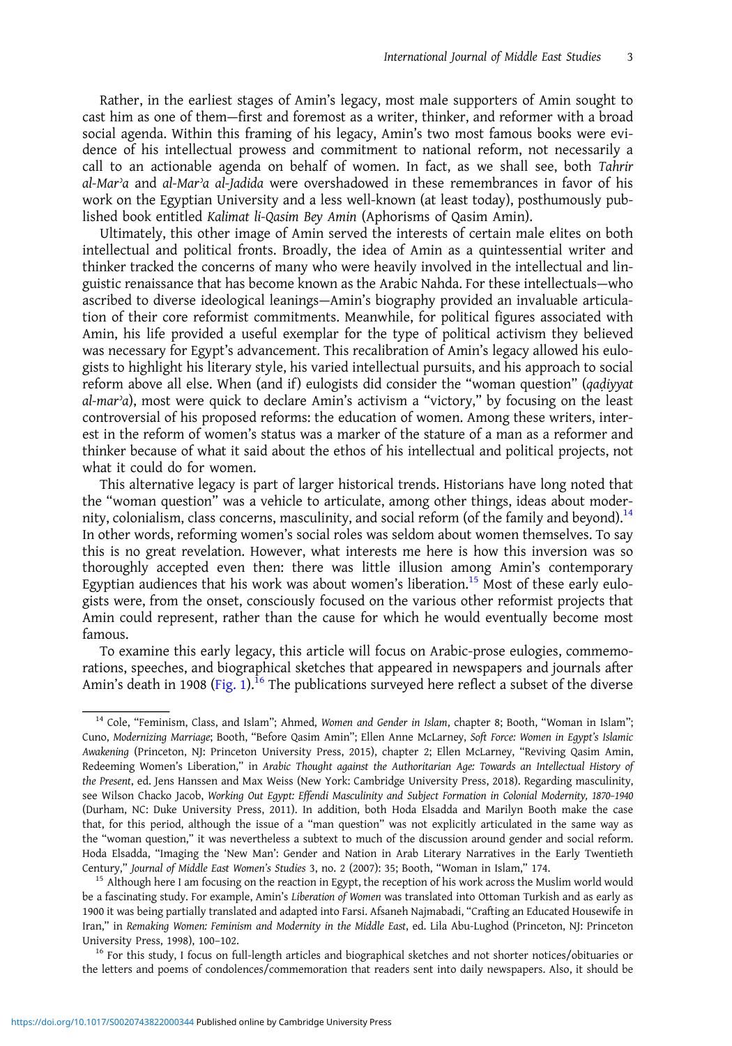Rather, in the earliest stages of Amin's legacy, most male supporters of Amin sought to cast him as one of them—first and foremost as a writer, thinker, and reformer with a broad social agenda. Within this framing of his legacy, Amin's two most famous books were evidence of his intellectual prowess and commitment to national reform, not necessarily a call to an actionable agenda on behalf of women. In fact, as we shall see, both *Tahrir al-Marʾa* and *al-Marʾa al-Jadida* were overshadowed in these remembrances in favor of his work on the Egyptian University and a less well-known (at least today), posthumously published book entitled *Kalimat li-Qasim Bey Amin* (Aphorisms of Qasim Amin).

Ultimately, this other image of Amin served the interests of certain male elites on both intellectual and political fronts. Broadly, the idea of Amin as a quintessential writer and thinker tracked the concerns of many who were heavily involved in the intellectual and linguistic renaissance that has become known as the Arabic Nahda. For these intellectuals—who ascribed to diverse ideological leanings—Amin's biography provided an invaluable articulation of their core reformist commitments. Meanwhile, for political figures associated with Amin, his life provided a useful exemplar for the type of political activism they believed was necessary for Egypt's advancement. This recalibration of Amin's legacy allowed his eulogists to highlight his literary style, his varied intellectual pursuits, and his approach to social reform above all else. When (and if) eulogists did consider the "woman question" (*qaḍiyyat al-marʾa*), most were quick to declare Amin's activism a "victory," by focusing on the least controversial of his proposed reforms: the education of women. Among these writers, interest in the reform of women's status was a marker of the stature of a man as a reformer and thinker because of what it said about the ethos of his intellectual and political projects, not what it could do for women.

This alternative legacy is part of larger historical trends. Historians have long noted that the "woman question" was a vehicle to articulate, among other things, ideas about modernity, colonialism, class concerns, masculinity, and social reform (of the family and beyond).[14] In other words, reforming women's social roles was seldom about women themselves. To say this is no great revelation. However, what interests me here is how this inversion was so thoroughly accepted even then: there was little illusion among Amin's contemporary Egyptian audiences that his work was about women's liberation.[15] Most of these early eulogists were, from the onset, consciously focused on the various other reformist projects that Amin could represent, rather than the cause for which he would eventually become most famous.

To examine this early legacy, this article will focus on Arabic-prose eulogies, commemorations, speeches, and biographical sketches that appeared in newspapers and journals after Amin's death in 1908 (Fig. 1).[16] The publications surveyed here reflect a subset of the diverse

---

[14] Cole, "Feminism, Class, and Islam"; Ahmed, *Women and Gender in Islam*, chapter 8; Booth, "Woman in Islam"; Cuno, *Modernizing Marriage*; Booth, "Before Qasim Amin"; Ellen Anne McLarney, *Soft Force: Women in Egypt's Islamic Awakening* (Princeton, NJ: Princeton University Press, 2015), chapter 2; Ellen McLarney, "Reviving Qasim Amin, Redeeming Women's Liberation," in *Arabic Thought against the Authoritarian Age: Towards an Intellectual History of the Present*, ed. Jens Hanssen and Max Weiss (New York: Cambridge University Press, 2018). Regarding masculinity, see Wilson Chacko Jacob, *Working Out Egypt: Effendi Masculinity and Subject Formation in Colonial Modernity, 1870–1940* (Durham, NC: Duke University Press, 2011). In addition, both Hoda Elsadda and Marilyn Booth make the case that, for this period, although the issue of a "man question" was not explicitly articulated in the same way as the "woman question," it was nevertheless a subtext to much of the discussion around gender and social reform. Hoda Elsadda, "Imaging the 'New Man': Gender and Nation in Arab Literary Narratives in the Early Twentieth Century," *Journal of Middle East Women's Studies* 3, no. 2 (2007): 35; Booth, "Woman in Islam," 174.

[15] Although here I am focusing on the reaction in Egypt, the reception of his work across the Muslim world would be a fascinating study. For example, Amin's *Liberation of Women* was translated into Ottoman Turkish and as early as 1900 it was being partially translated and adapted into Farsi. Afsaneh Najmabadi, "Crafting an Educated Housewife in Iran," in *Remaking Women: Feminism and Modernity in the Middle East*, ed. Lila Abu-Lughod (Princeton, NJ: Princeton University Press, 1998), 100–102.

[16] For this study, I focus on full-length articles and biographical sketches and not shorter notices/obituaries or the letters and poems of condolences/commemoration that readers sent into daily newspapers. Also, it should be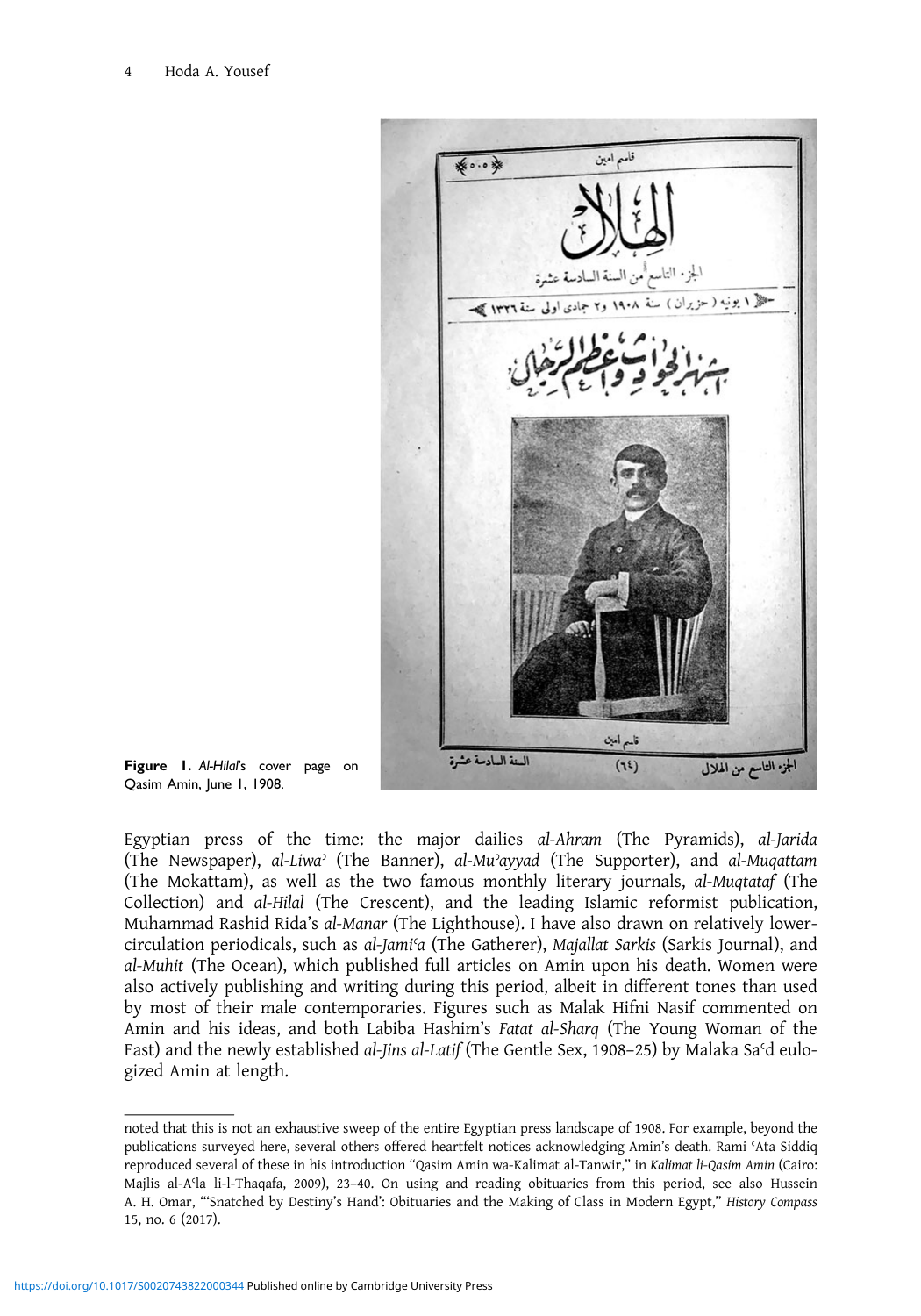Figure 1. *Al-Hilal*'s cover page on Qasim Amin, June 1, 1908.

Egyptian press of the time: the major dailies *al-Ahram* (The Pyramids), *al-Jarida* (The Newspaper), *al-Liwa*ʾ (The Banner), *al-Muʾayyad* (The Supporter), and *al-Muqattam* (The Mokattam), as well as the two famous monthly literary journals, *al-Muqtataf* (The Collection) and *al-Hilal* (The Crescent), and the leading Islamic reformist publication, Muhammad Rashid Rida's *al-Manar* (The Lighthouse). I have also drawn on relatively lower-circulation periodicals, such as *al-Jamiʿa* (The Gatherer), *Majallat Sarkis* (Sarkis Journal), and *al-Muhit* (The Ocean), which published full articles on Amin upon his death. Women were also actively publishing and writing during this period, albeit in different tones than used by most of their male contemporaries. Figures such as Malak Hifni Nasif commented on Amin and his ideas, and both Labiba Hashim's *Fatat al-Sharq* (The Young Woman of the East) and the newly established *al-Jins al-Latif* (The Gentle Sex, 1908–25) by Malaka Saʿd eulogized Amin at length.

---

noted that this is not an exhaustive sweep of the entire Egyptian press landscape of 1908. For example, beyond the publications surveyed here, several others offered heartfelt notices acknowledging Amin's death. Rami ʿAta Siddiq reproduced several of these in his introduction "Qasim Amin wa-Kalimat al-Tanwir," in *Kalimat li-Qasim Amin* (Cairo: Majlis al-Aʿla li-l-Thaqafa, 2009), 23–40. On using and reading obituaries from this period, see also Hussein A. H. Omar, "'Snatched by Destiny's Hand': Obituaries and the Making of Class in Modern Egypt," *History Compass* 15, no. 6 (2017).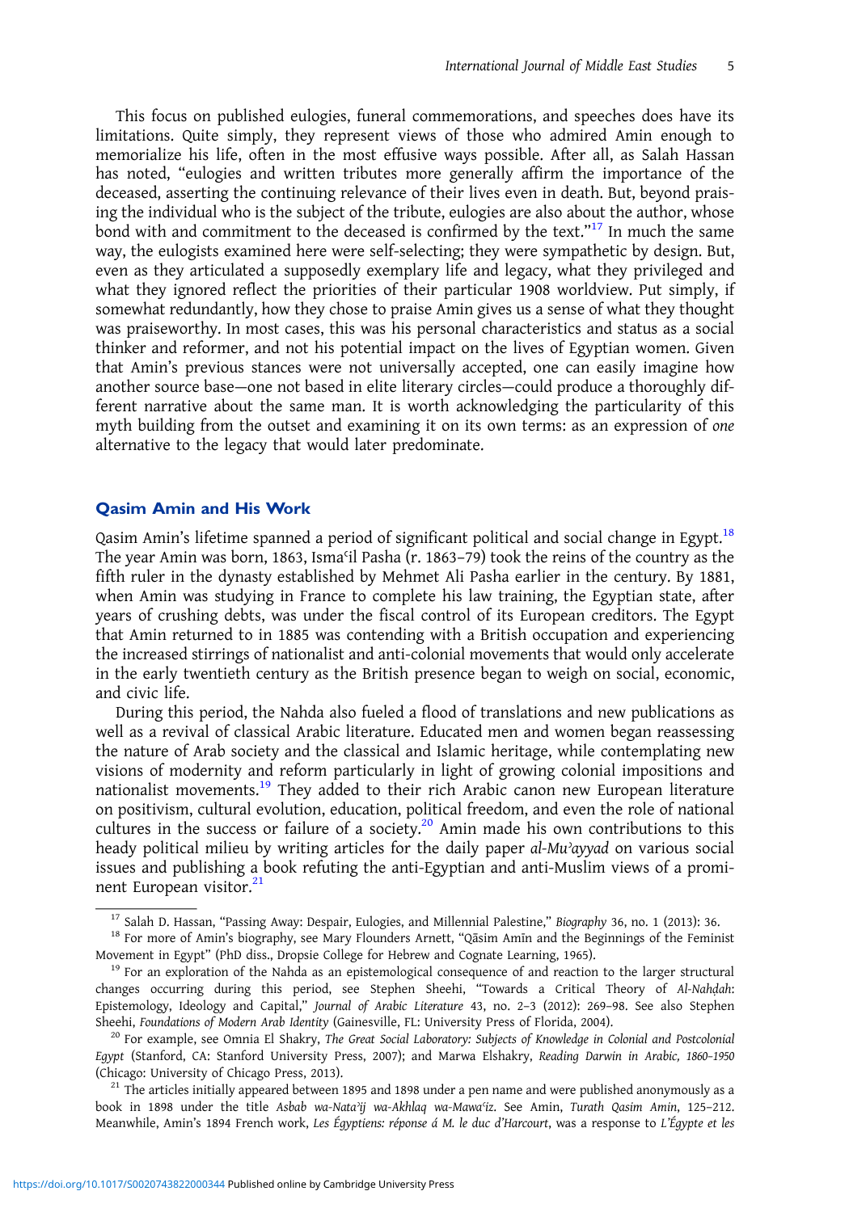This focus on published eulogies, funeral commemorations, and speeches does have its limitations. Quite simply, they represent views of those who admired Amin enough to memorialize his life, often in the most effusive ways possible. After all, as Salah Hassan has noted, "eulogies and written tributes more generally affirm the importance of the deceased, asserting the continuing relevance of their lives even in death. But, beyond praising the individual who is the subject of the tribute, eulogies are also about the author, whose bond with and commitment to the deceased is confirmed by the text."[17] In much the same way, the eulogists examined here were self-selecting; they were sympathetic by design. But, even as they articulated a supposedly exemplary life and legacy, what they privileged and what they ignored reflect the priorities of their particular 1908 worldview. Put simply, if somewhat redundantly, how they chose to praise Amin gives us a sense of what they thought was praiseworthy. In most cases, this was his personal characteristics and status as a social thinker and reformer, and not his potential impact on the lives of Egyptian women. Given that Amin's previous stances were not universally accepted, one can easily imagine how another source base—one not based in elite literary circles—could produce a thoroughly different narrative about the same man. It is worth acknowledging the particularity of this myth building from the outset and examining it on its own terms: as an expression of *one* alternative to the legacy that would later predominate.

## Qasim Amin and His Work

Qasim Amin's lifetime spanned a period of significant political and social change in Egypt.[18] The year Amin was born, 1863, Ismaʿil Pasha (r. 1863–79) took the reins of the country as the fifth ruler in the dynasty established by Mehmet Ali Pasha earlier in the century. By 1881, when Amin was studying in France to complete his law training, the Egyptian state, after years of crushing debts, was under the fiscal control of its European creditors. The Egypt that Amin returned to in 1885 was contending with a British occupation and experiencing the increased stirrings of nationalist and anti-colonial movements that would only accelerate in the early twentieth century as the British presence began to weigh on social, economic, and civic life.

During this period, the Nahda also fueled a flood of translations and new publications as well as a revival of classical Arabic literature. Educated men and women began reassessing the nature of Arab society and the classical and Islamic heritage, while contemplating new visions of modernity and reform particularly in light of growing colonial impositions and nationalist movements.[19] They added to their rich Arabic canon new European literature on positivism, cultural evolution, education, political freedom, and even the role of national cultures in the success or failure of a society.[20] Amin made his own contributions to this heady political milieu by writing articles for the daily paper *al-Muʾayyad* on various social issues and publishing a book refuting the anti-Egyptian and anti-Muslim views of a prominent European visitor.[21]

---

[17] Salah D. Hassan, "Passing Away: Despair, Eulogies, and Millennial Palestine," *Biography* 36, no. 1 (2013): 36.

[18] For more of Amin's biography, see Mary Flounders Arnett, "Qāsim Amīn and the Beginnings of the Feminist Movement in Egypt" (PhD diss., Dropsie College for Hebrew and Cognate Learning, 1965).

[19] For an exploration of the Nahda as an epistemological consequence of and reaction to the larger structural changes occurring during this period, see Stephen Sheehi, "Towards a Critical Theory of *Al-Nahḍah*: Epistemology, Ideology and Capital," *Journal of Arabic Literature* 43, no. 2–3 (2012): 269–98. See also Stephen Sheehi, *Foundations of Modern Arab Identity* (Gainesville, FL: University Press of Florida, 2004).

[20] For example, see Omnia El Shakry, *The Great Social Laboratory: Subjects of Knowledge in Colonial and Postcolonial Egypt* (Stanford, CA: Stanford University Press, 2007); and Marwa Elshakry, *Reading Darwin in Arabic, 1860–1950* (Chicago: University of Chicago Press, 2013).

[21] The articles initially appeared between 1895 and 1898 under a pen name and were published anonymously as a book in 1898 under the title *Asbab wa-Nataʾij wa-Akhlaq wa-Mawaʿiz*. See Amin, *Turath Qasim Amin*, 125–212. Meanwhile, Amin's 1894 French work, *Les Égyptiens: réponse á M. le duc d'Harcourt*, was a response to *L'Égypte et les*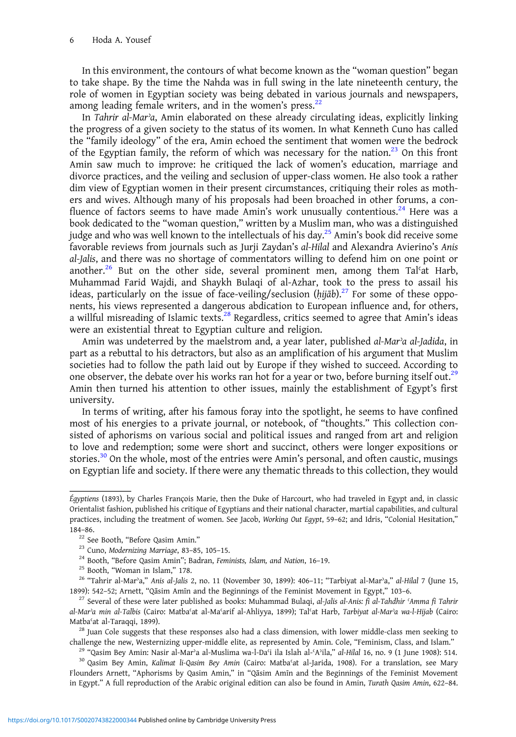In this environment, the contours of what become known as the "woman question" began to take shape. By the time the Nahda was in full swing in the late nineteenth century, the role of women in Egyptian society was being debated in various journals and newspapers, among leading female writers, and in the women's press.[22]

In *Tahrir al-Marʾa*, Amin elaborated on these already circulating ideas, explicitly linking the progress of a given society to the status of its women. In what Kenneth Cuno has called the "family ideology" of the era, Amin echoed the sentiment that women were the bedrock of the Egyptian family, the reform of which was necessary for the nation.[23] On this front Amin saw much to improve: he critiqued the lack of women's education, marriage and divorce practices, and the veiling and seclusion of upper-class women. He also took a rather dim view of Egyptian women in their present circumstances, critiquing their roles as mothers and wives. Although many of his proposals had been broached in other forums, a confluence of factors seems to have made Amin's work unusually contentious.[24] Here was a book dedicated to the "woman question," written by a Muslim man, who was a distinguished judge and who was well known to the intellectuals of his day.[25] Amin's book did receive some favorable reviews from journals such as Jurji Zaydan's *al-Hilal* and Alexandra Avierino's *Anis al-Jalis*, and there was no shortage of commentators willing to defend him on one point or another.[26] But on the other side, several prominent men, among them Talʿat Harb, Muhammad Farid Wajdi, and Shaykh Bulaqi of al-Azhar, took to the press to assail his ideas, particularly on the issue of face-veiling/seclusion (*ḥijāb*).[27] For some of these opponents, his views represented a dangerous abdication to European influence and, for others, a willful misreading of Islamic texts.[28] Regardless, critics seemed to agree that Amin's ideas were an existential threat to Egyptian culture and religion.

Amin was undeterred by the maelstrom and, a year later, published *al-Marʾa al-Jadida*, in part as a rebuttal to his detractors, but also as an amplification of his argument that Muslim societies had to follow the path laid out by Europe if they wished to succeed. According to one observer, the debate over his works ran hot for a year or two, before burning itself out.[29] Amin then turned his attention to other issues, mainly the establishment of Egypt's first university.

In terms of writing, after his famous foray into the spotlight, he seems to have confined most of his energies to a private journal, or notebook, of "thoughts." This collection consisted of aphorisms on various social and political issues and ranged from art and religion to love and redemption; some were short and succinct, others were longer expositions or stories.[30] On the whole, most of the entries were Amin's personal, and often caustic, musings on Egyptian life and society. If there were any thematic threads to this collection, they would

---

*Égyptiens* (1893), by Charles François Marie, then the Duke of Harcourt, who had traveled in Egypt and, in classic Orientalist fashion, published his critique of Egyptians and their national character, martial capabilities, and cultural practices, including the treatment of women. See Jacob, *Working Out Egypt*, 59–62; and Idris, "Colonial Hesitation," 184–86.

[22] See Booth, "Before Qasim Amin."

[23] Cuno, *Modernizing Marriage*, 83–85, 105–15.

[24] Booth, "Before Qasim Amin"; Badran, *Feminists, Islam, and Nation*, 16–19.

[25] Booth, "Woman in Islam," 178.

[26] "Tahrir al-Marʾa," *Anis al-Jalis* 2, no. 11 (November 30, 1899): 406–11; "Tarbiyat al-Marʾa," *al-Hilal* 7 (June 15, 1899): 542–52; Arnett, "Qāsim Amīn and the Beginnings of the Feminist Movement in Egypt," 103–6.

[27] Several of these were later published as books: Muhammad Bulaqi, *al-Jalis al-Anis: fi al-Tahdhir ʿAmma fi Tahrir al-Marʾa min al-Talbis* (Cairo: Matbaʿat al-Maʿarif al-Ahliyya, 1899); Talʿat Harb, *Tarbiyat al-Marʾa wa-l-Hijab* (Cairo: Matbaʿat al-Taraqqi, 1899).

[28] Juan Cole suggests that these responses also had a class dimension, with lower middle-class men seeking to challenge the new, Westernizing upper-middle elite, as represented by Amin. Cole, "Feminism, Class, and Islam."

[29] "Qasim Bey Amin: Nasir al-Marʾa al-Muslima wa-l-Daʿi ila Islah al-ʿAʾila," *al-Hilal* 16, no. 9 (1 June 1908): 514.

[30] Qasim Bey Amin, *Kalimat li-Qasim Bey Amin* (Cairo: Matbaʿat al-Jarida, 1908). For a translation, see Mary Flounders Arnett, "Aphorisms by Qasim Amin," in "Qāsim Amīn and the Beginnings of the Feminist Movement in Egypt." A full reproduction of the Arabic original edition can also be found in Amin, *Turath Qasim Amin*, 622–84.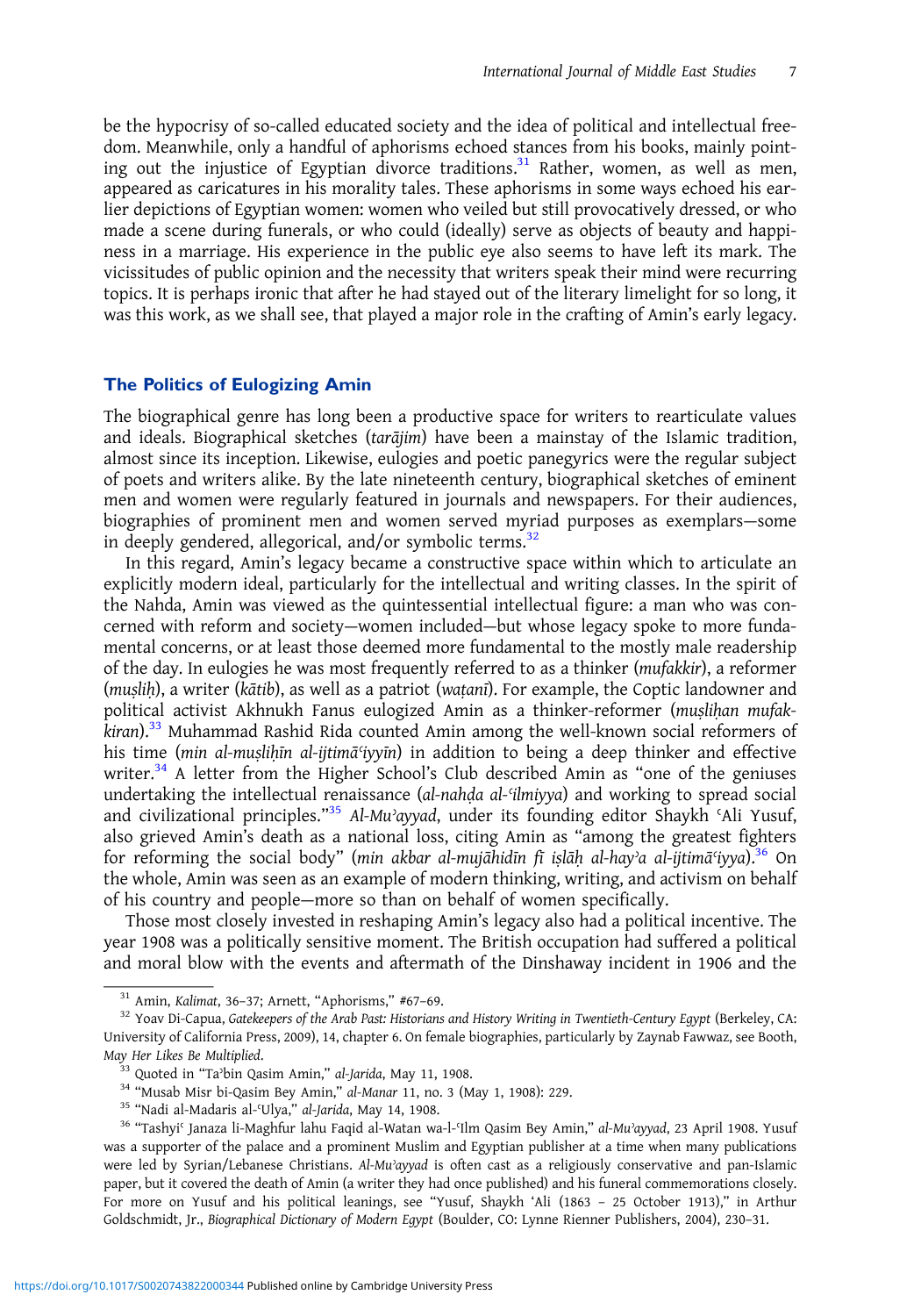be the hypocrisy of so-called educated society and the idea of political and intellectual freedom. Meanwhile, only a handful of aphorisms echoed stances from his books, mainly pointing out the injustice of Egyptian divorce traditions.[31] Rather, women, as well as men, appeared as caricatures in his morality tales. These aphorisms in some ways echoed his earlier depictions of Egyptian women: women who veiled but still provocatively dressed, or who made a scene during funerals, or who could (ideally) serve as objects of beauty and happiness in a marriage. His experience in the public eye also seems to have left its mark. The vicissitudes of public opinion and the necessity that writers speak their mind were recurring topics. It is perhaps ironic that after he had stayed out of the literary limelight for so long, it was this work, as we shall see, that played a major role in the crafting of Amin's early legacy.

## The Politics of Eulogizing Amin

The biographical genre has long been a productive space for writers to rearticulate values and ideals. Biographical sketches (*tarājim*) have been a mainstay of the Islamic tradition, almost since its inception. Likewise, eulogies and poetic panegyrics were the regular subject of poets and writers alike. By the late nineteenth century, biographical sketches of eminent men and women were regularly featured in journals and newspapers. For their audiences, biographies of prominent men and women served myriad purposes as exemplars—some in deeply gendered, allegorical, and/or symbolic terms.[32]

In this regard, Amin's legacy became a constructive space within which to articulate an explicitly modern ideal, particularly for the intellectual and writing classes. In the spirit of the Nahda, Amin was viewed as the quintessential intellectual figure: a man who was concerned with reform and society—women included—but whose legacy spoke to more fundamental concerns, or at least those deemed more fundamental to the mostly male readership of the day. In eulogies he was most frequently referred to as a thinker (*mufakkir*), a reformer (*muṣliḥ*), a writer (*kātib*), as well as a patriot (*waṭanī*). For example, the Coptic landowner and political activist Akhnukh Fanus eulogized Amin as a thinker-reformer (*muṣliḥan mufakkiran*).[33] Muhammad Rashid Rida counted Amin among the well-known social reformers of his time (*min al-muṣliḥīn al-ijtimāʿiyyīn*) in addition to being a deep thinker and effective writer.[34] A letter from the Higher School's Club described Amin as "one of the geniuses undertaking the intellectual renaissance (*al-nahḍa al-ʿilmiyya*) and working to spread social and civilizational principles."[35] *Al-Muʾayyad*, under its founding editor Shaykh ʿAli Yusuf, also grieved Amin's death as a national loss, citing Amin as "among the greatest fighters for reforming the social body" (*min akbar al-mujāhidīn fī iṣlāḥ al-hayʾa al-ijtimāʿiyya*).[36] On the whole, Amin was seen as an example of modern thinking, writing, and activism on behalf of his country and people—more so than on behalf of women specifically.

Those most closely invested in reshaping Amin's legacy also had a political incentive. The year 1908 was a politically sensitive moment. The British occupation had suffered a political and moral blow with the events and aftermath of the Dinshaway incident in 1906 and the

---

[31] Amin, *Kalimat*, 36–37; Arnett, "Aphorisms," #67–69.

[32] Yoav Di-Capua, *Gatekeepers of the Arab Past: Historians and History Writing in Twentieth-Century Egypt* (Berkeley, CA: University of California Press, 2009), 14, chapter 6. On female biographies, particularly by Zaynab Fawwaz, see Booth, *May Her Likes Be Multiplied*.

[33] Quoted in "Taʾbin Qasim Amin," *al-Jarida*, May 11, 1908.

[34] "Musab Misr bi-Qasim Bey Amin," *al-Manar* 11, no. 3 (May 1, 1908): 229.

[35] "Nadi al-Madaris al-ʿUlya," *al-Jarida*, May 14, 1908.

[36] "Tashyiʿ Janaza li-Maghfur lahu Faqid al-Watan wa-l-ʿIlm Qasim Bey Amin," *al-Muʾayyad*, 23 April 1908. Yusuf was a supporter of the palace and a prominent Muslim and Egyptian publisher at a time when many publications were led by Syrian/Lebanese Christians. *Al-Muʾayyad* is often cast as a religiously conservative and pan-Islamic paper, but it covered the death of Amin (a writer they had once published) and his funeral commemorations closely. For more on Yusuf and his political leanings, see "Yusuf, Shaykh 'Ali (1863 – 25 October 1913)," in Arthur Goldschmidt, Jr., *Biographical Dictionary of Modern Egypt* (Boulder, CO: Lynne Rienner Publishers, 2004), 230–31.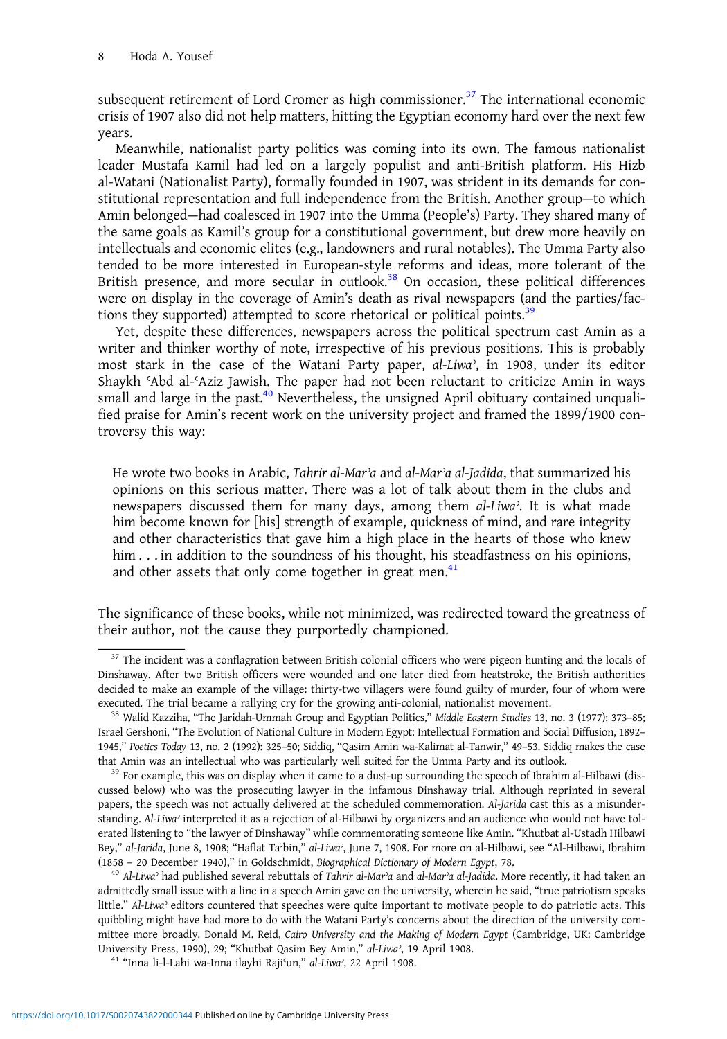subsequent retirement of Lord Cromer as high commissioner.[37] The international economic crisis of 1907 also did not help matters, hitting the Egyptian economy hard over the next few years.

Meanwhile, nationalist party politics was coming into its own. The famous nationalist leader Mustafa Kamil had led on a largely populist and anti-British platform. His Hizb al-Watani (Nationalist Party), formally founded in 1907, was strident in its demands for constitutional representation and full independence from the British. Another group—to which Amin belonged—had coalesced in 1907 into the Umma (People's) Party. They shared many of the same goals as Kamil's group for a constitutional government, but drew more heavily on intellectuals and economic elites (e.g., landowners and rural notables). The Umma Party also tended to be more interested in European-style reforms and ideas, more tolerant of the British presence, and more secular in outlook.[38] On occasion, these political differences were on display in the coverage of Amin's death as rival newspapers (and the parties/factions they supported) attempted to score rhetorical or political points.[39]

Yet, despite these differences, newspapers across the political spectrum cast Amin as a writer and thinker worthy of note, irrespective of his previous positions. This is probably most stark in the case of the Watani Party paper, *al-Liwaʾ*, in 1908, under its editor Shaykh ʿAbd al-ʿAziz Jawish. The paper had not been reluctant to criticize Amin in ways small and large in the past.[40] Nevertheless, the unsigned April obituary contained unqualified praise for Amin's recent work on the university project and framed the 1899/1900 controversy this way:

> He wrote two books in Arabic, *Tahrir al-Marʾa* and *al-Marʾa al-Jadida*, that summarized his opinions on this serious matter. There was a lot of talk about them in the clubs and newspapers discussed them for many days, among them *al-Liwaʾ*. It is what made him become known for [his] strength of example, quickness of mind, and rare integrity and other characteristics that gave him a high place in the hearts of those who knew him . . . in addition to the soundness of his thought, his steadfastness on his opinions, and other assets that only come together in great men.[41]

The significance of these books, while not minimized, was redirected toward the greatness of their author, not the cause they purportedly championed.

---

[37] The incident was a conflagration between British colonial officers who were pigeon hunting and the locals of Dinshaway. After two British officers were wounded and one later died from heatstroke, the British authorities decided to make an example of the village: thirty-two villagers were found guilty of murder, four of whom were executed. The trial became a rallying cry for the growing anti-colonial, nationalist movement.

[38] Walid Kazziha, "The Jaridah-Ummah Group and Egyptian Politics," *Middle Eastern Studies* 13, no. 3 (1977): 373–85; Israel Gershoni, "The Evolution of National Culture in Modern Egypt: Intellectual Formation and Social Diffusion, 1892–1945," *Poetics Today* 13, no. 2 (1992): 325–50; Siddiq, "Qasim Amin wa-Kalimat al-Tanwir," 49–53. Siddiq makes the case that Amin was an intellectual who was particularly well suited for the Umma Party and its outlook.

[39] For example, this was on display when it came to a dust-up surrounding the speech of Ibrahim al-Hilbawi (discussed below) who was the prosecuting lawyer in the infamous Dinshaway trial. Although reprinted in several papers, the speech was not actually delivered at the scheduled commemoration. *Al-Jarida* cast this as a misunderstanding. *Al-Liwaʾ* interpreted it as a rejection of al-Hilbawi by organizers and an audience who would not have tolerated listening to "the lawyer of Dinshaway" while commemorating someone like Amin. "Khutbat al-Ustadh Hilbawi Bey," *al-Jarida*, June 8, 1908; "Haflat Taʾbin," *al-Liwaʾ*, June 7, 1908. For more on al-Hilbawi, see "Al-Hilbawi, Ibrahim (1858 – 20 December 1940)," in Goldschmidt, *Biographical Dictionary of Modern Egypt*, 78.

[40] *Al-Liwaʾ* had published several rebuttals of *Tahrir al-Marʾa* and *al-Marʾa al-Jadida*. More recently, it had taken an admittedly small issue with a line in a speech Amin gave on the university, wherein he said, "true patriotism speaks little." *Al-Liwaʾ* editors countered that speeches were quite important to motivate people to do patriotic acts. This quibbling might have had more to do with the Watani Party's concerns about the direction of the university committee more broadly. Donald M. Reid, *Cairo University and the Making of Modern Egypt* (Cambridge, UK: Cambridge University Press, 1990), 29; "Khutbat Qasim Bey Amin," *al-Liwaʾ*, 19 April 1908.

[41] "Inna li-l-Lahi wa-Inna ilayhi Rajiʿun," *al-Liwaʾ*, 22 April 1908.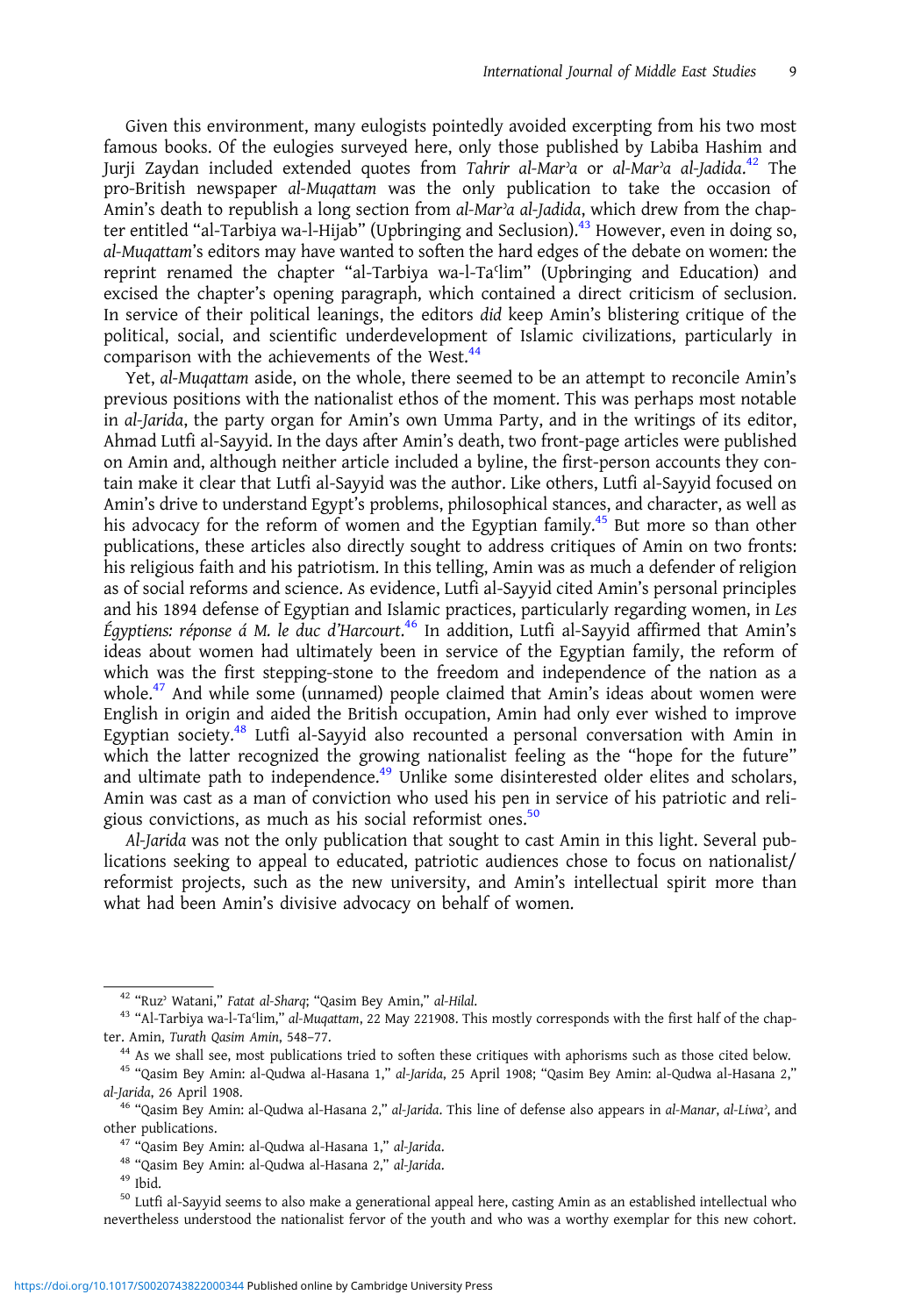Given this environment, many eulogists pointedly avoided excerpting from his two most famous books. Of the eulogies surveyed here, only those published by Labiba Hashim and Jurji Zaydan included extended quotes from *Tahrir al-Marʾa* or *al-Marʾa al-Jadida*.[42] The pro-British newspaper *al-Muqattam* was the only publication to take the occasion of Amin's death to republish a long section from *al-Marʾa al-Jadida*, which drew from the chapter entitled "al-Tarbiya wa-l-Hijab" (Upbringing and Seclusion).[43] However, even in doing so, *al-Muqattam*'s editors may have wanted to soften the hard edges of the debate on women: the reprint renamed the chapter "al-Tarbiya wa-l-Taʿlim" (Upbringing and Education) and excised the chapter's opening paragraph, which contained a direct criticism of seclusion. In service of their political leanings, the editors *did* keep Amin's blistering critique of the political, social, and scientific underdevelopment of Islamic civilizations, particularly in comparison with the achievements of the West.[44]

Yet, *al-Muqattam* aside, on the whole, there seemed to be an attempt to reconcile Amin's previous positions with the nationalist ethos of the moment. This was perhaps most notable in *al-Jarida*, the party organ for Amin's own Umma Party, and in the writings of its editor, Ahmad Lutfi al-Sayyid. In the days after Amin's death, two front-page articles were published on Amin and, although neither article included a byline, the first-person accounts they contain make it clear that Lutfi al-Sayyid was the author. Like others, Lutfi al-Sayyid focused on Amin's drive to understand Egypt's problems, philosophical stances, and character, as well as his advocacy for the reform of women and the Egyptian family.[45] But more so than other publications, these articles also directly sought to address critiques of Amin on two fronts: his religious faith and his patriotism. In this telling, Amin was as much a defender of religion as of social reforms and science. As evidence, Lutfi al-Sayyid cited Amin's personal principles and his 1894 defense of Egyptian and Islamic practices, particularly regarding women, in *Les Égyptiens: réponse á M. le duc d'Harcourt*.[46] In addition, Lutfi al-Sayyid affirmed that Amin's ideas about women had ultimately been in service of the Egyptian family, the reform of which was the first stepping-stone to the freedom and independence of the nation as a whole.[47] And while some (unnamed) people claimed that Amin's ideas about women were English in origin and aided the British occupation, Amin had only ever wished to improve Egyptian society.[48] Lutfi al-Sayyid also recounted a personal conversation with Amin in which the latter recognized the growing nationalist feeling as the "hope for the future" and ultimate path to independence.[49] Unlike some disinterested older elites and scholars, Amin was cast as a man of conviction who used his pen in service of his patriotic and religious convictions, as much as his social reformist ones.[50]

*Al-Jarida* was not the only publication that sought to cast Amin in this light. Several publications seeking to appeal to educated, patriotic audiences chose to focus on nationalist/reformist projects, such as the new university, and Amin's intellectual spirit more than what had been Amin's divisive advocacy on behalf of women.

---

[42] "Ruzʾ Watani," *Fatat al-Sharq*; "Qasim Bey Amin," *al-Hilal*.

[43] "Al-Tarbiya wa-l-Taʿlim," *al-Muqattam*, 22 May 221908. This mostly corresponds with the first half of the chapter. Amin, *Turath Qasim Amin*, 548–77.

[44] As we shall see, most publications tried to soften these critiques with aphorisms such as those cited below.

[45] "Qasim Bey Amin: al-Qudwa al-Hasana 1," *al-Jarida*, 25 April 1908; "Qasim Bey Amin: al-Qudwa al-Hasana 2," *al-Jarida*, 26 April 1908.

[46] "Qasim Bey Amin: al-Qudwa al-Hasana 2," *al-Jarida*. This line of defense also appears in *al-Manar*, *al-Liwaʾ*, and other publications.

[47] "Qasim Bey Amin: al-Qudwa al-Hasana 1," *al-Jarida*.

[48] "Qasim Bey Amin: al-Qudwa al-Hasana 2," *al-Jarida*.

[49] Ibid.

[50] Lutfi al-Sayyid seems to also make a generational appeal here, casting Amin as an established intellectual who nevertheless understood the nationalist fervor of the youth and who was a worthy exemplar for this new cohort.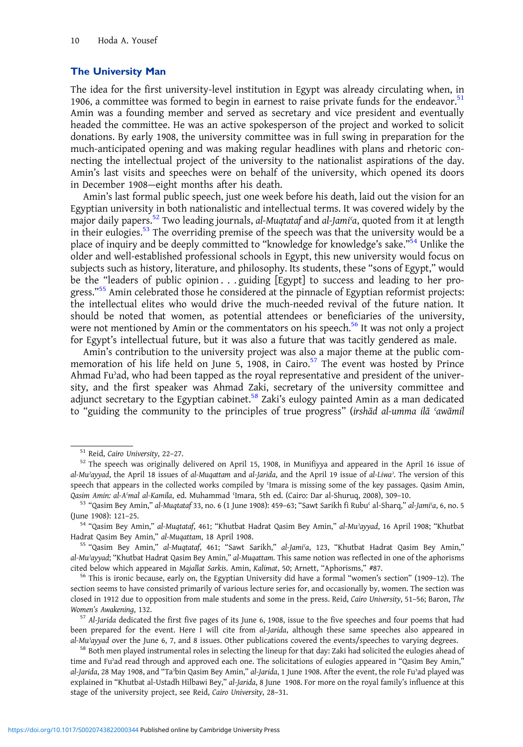## The University Man

The idea for the first university-level institution in Egypt was already circulating when, in 1906, a committee was formed to begin in earnest to raise private funds for the endeavor.[51] Amin was a founding member and served as secretary and vice president and eventually headed the committee. He was an active spokesperson of the project and worked to solicit donations. By early 1908, the university committee was in full swing in preparation for the much-anticipated opening and was making regular headlines with plans and rhetoric connecting the intellectual project of the university to the nationalist aspirations of the day. Amin's last visits and speeches were on behalf of the university, which opened its doors in December 1908—eight months after his death.

Amin's last formal public speech, just one week before his death, laid out the vision for an Egyptian university in both nationalistic and intellectual terms. It was covered widely by the major daily papers.[52] Two leading journals, *al-Muqtataf* and *al-Jamiʿa*, quoted from it at length in their eulogies.[53] The overriding premise of the speech was that the university would be a place of inquiry and be deeply committed to "knowledge for knowledge's sake."[54] Unlike the older and well-established professional schools in Egypt, this new university would focus on subjects such as history, literature, and philosophy. Its students, these "sons of Egypt," would be the "leaders of public opinion . . . guiding [Egypt] to success and leading to her progress."[55] Amin celebrated those he considered at the pinnacle of Egyptian reformist projects: the intellectual elites who would drive the much-needed revival of the future nation. It should be noted that women, as potential attendees or beneficiaries of the university, were not mentioned by Amin or the commentators on his speech.[56] It was not only a project for Egypt's intellectual future, but it was also a future that was tacitly gendered as male.

Amin's contribution to the university project was also a major theme at the public commemoration of his life held on June 5, 1908, in Cairo.[57] The event was hosted by Prince Ahmad Fuʾad, who had been tapped as the royal representative and president of the university, and the first speaker was Ahmad Zaki, secretary of the university committee and adjunct secretary to the Egyptian cabinet.[58] Zaki's eulogy painted Amin as a man dedicated to "guiding the community to the principles of true progress" (*irshād al-umma ilā ʿawāmil*

---

[51] Reid, *Cairo University*, 22–27.

[52] The speech was originally delivered on April 15, 1908, in Munifiyya and appeared in the April 16 issue of *al-Muʾayyad*, the April 18 issues of *al-Muqattam* and *al-Jarida*, and the April 19 issue of *al-Liwaʾ*. The version of this speech that appears in the collected works compiled by ʿImara is missing some of the key passages. Qasim Amin, *Qasim Amin: al-Aʿmal al-Kamila*, ed. Muhammad ʿImara, 5th ed. (Cairo: Dar al-Shuruq, 2008), 309–10.

[53] "Qasim Bey Amin," *al-Muqtataf* 33, no. 6 (1 June 1908): 459–63; "Sawt Sarikh fi Rubuʿ al-Sharq," *al-Jamiʿa*, 6, no. 5 (June 1908): 121–25.

[54] "Qasim Bey Amin," *al-Muqtataf*, 461; "Khutbat Hadrat Qasim Bey Amin," *al-Muʾayyad*, 16 April 1908; "Khutbat Hadrat Qasim Bey Amin," *al-Muqattam*, 18 April 1908.

[55] "Qasim Bey Amin," *al-Muqtataf*, 461; "Sawt Sarikh," *al-Jamiʿa*, 123, "Khutbat Hadrat Qasim Bey Amin," *al-Muʾayyad*; "Khutbat Hadrat Qasim Bey Amin," *al-Muqattam*. This same notion was reflected in one of the aphorisms cited below which appeared in *Majallat Sarkis*. Amin, *Kalimat*, 50; Arnett, "Aphorisms," #87.

[56] This is ironic because, early on, the Egyptian University did have a formal "women's section" (1909–12). The section seems to have consisted primarily of various lecture series for, and occasionally by, women. The section was closed in 1912 due to opposition from male students and some in the press. Reid, *Cairo University*, 51–56; Baron, *The Women's Awakening*, 132.

[57] *Al-Jarida* dedicated the first five pages of its June 6, 1908, issue to the five speeches and four poems that had been prepared for the event. Here I will cite from *al-Jarida*, although these same speeches also appeared in *al-Muʾayyad* over the June 6, 7, and 8 issues. Other publications covered the events/speeches to varying degrees.

[58] Both men played instrumental roles in selecting the lineup for that day: Zaki had solicited the eulogies ahead of time and Fuʾad read through and approved each one. The solicitations of eulogies appeared in "Qasim Bey Amin," *al-Jarida*, 28 May 1908, and "Taʾbin Qasim Bey Amin," *al-Jarida*, 1 June 1908. After the event, the role Fuʾad played was explained in "Khutbat al-Ustadh Hilbawi Bey," *al-Jarida*, 8 June 1908. For more on the royal family's influence at this stage of the university project, see Reid, *Cairo University*, 28–31.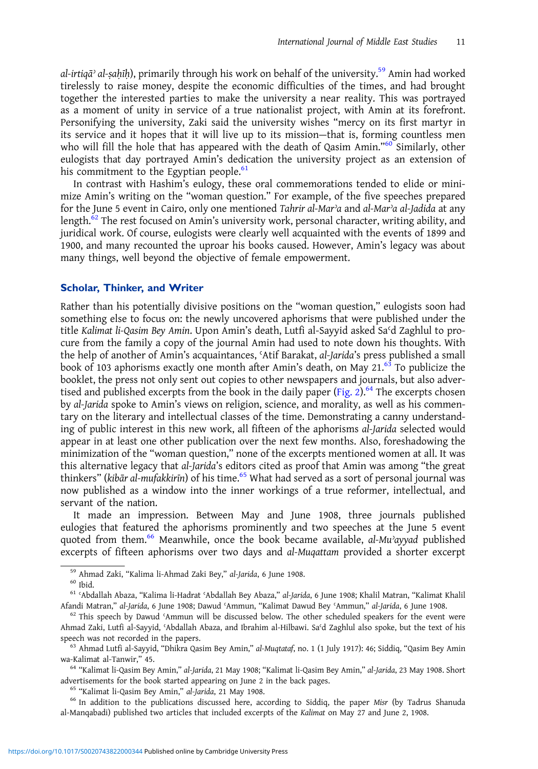*al-irtiqāʾ al-ṣaḥīḥ*), primarily through his work on behalf of the university.[59] Amin had worked tirelessly to raise money, despite the economic difficulties of the times, and had brought together the interested parties to make the university a near reality. This was portrayed as a moment of unity in service of a true nationalist project, with Amin at its forefront. Personifying the university, Zaki said the university wishes "mercy on its first martyr in its service and it hopes that it will live up to its mission—that is, forming countless men who will fill the hole that has appeared with the death of Qasim Amin."[60] Similarly, other eulogists that day portrayed Amin's dedication the university project as an extension of his commitment to the Egyptian people.[61]

In contrast with Hashim's eulogy, these oral commemorations tended to elide or minimize Amin's writing on the "woman question." For example, of the five speeches prepared for the June 5 event in Cairo, only one mentioned *Tahrir al-Marʾa* and *al-Marʾa al-Jadida* at any length.[62] The rest focused on Amin's university work, personal character, writing ability, and juridical work. Of course, eulogists were clearly well acquainted with the events of 1899 and 1900, and many recounted the uproar his books caused. However, Amin's legacy was about many things, well beyond the objective of female empowerment.

## Scholar, Thinker, and Writer

Rather than his potentially divisive positions on the "woman question," eulogists soon had something else to focus on: the newly uncovered aphorisms that were published under the title *Kalimat li-Qasim Bey Amin*. Upon Amin's death, Lutfi al-Sayyid asked Saʿd Zaghlul to procure from the family a copy of the journal Amin had used to note down his thoughts. With the help of another of Amin's acquaintances, ʿAtif Barakat, *al-Jarida*'s press published a small book of 103 aphorisms exactly one month after Amin's death, on May 21.[63] To publicize the booklet, the press not only sent out copies to other newspapers and journals, but also advertised and published excerpts from the book in the daily paper (Fig. 2).[64] The excerpts chosen by *al-Jarida* spoke to Amin's views on religion, science, and morality, as well as his commentary on the literary and intellectual classes of the time. Demonstrating a canny understanding of public interest in this new work, all fifteen of the aphorisms *al-Jarida* selected would appear in at least one other publication over the next few months. Also, foreshadowing the minimization of the "woman question," none of the excerpts mentioned women at all. It was this alternative legacy that *al-Jarida*'s editors cited as proof that Amin was among "the great thinkers" (*kibār al-mufakkirīn*) of his time.[65] What had served as a sort of personal journal was now published as a window into the inner workings of a true reformer, intellectual, and servant of the nation.

It made an impression. Between May and June 1908, three journals published eulogies that featured the aphorisms prominently and two speeches at the June 5 event quoted from them.[66] Meanwhile, once the book became available, *al-Muʾayyad* published excerpts of fifteen aphorisms over two days and *al-Muqattam* provided a shorter excerpt

---

[59] Ahmad Zaki, "Kalima li-Ahmad Zaki Bey," *al-Jarida*, 6 June 1908.

[60] Ibid.

[61] ʿAbdallah Abaza, "Kalima li-Hadrat ʿAbdallah Bey Abaza," *al-Jarida*, 6 June 1908; Khalil Matran, "Kalimat Khalil Afandi Matran," *al-Jarida*, 6 June 1908; Dawud ʿAmmun, "Kalimat Dawud Bey ʿAmmun," *al-Jarida*, 6 June 1908.

[62] This speech by Dawud ʿAmmun will be discussed below. The other scheduled speakers for the event were Ahmad Zaki, Lutfi al-Sayyid, ʿAbdallah Abaza, and Ibrahim al-Hilbawi. Saʿd Zaghlul also spoke, but the text of his speech was not recorded in the papers.

[63] Ahmad Lutfi al-Sayyid, "Dhikra Qasim Bey Amin," *al-Muqtataf*, no. 1 (1 July 1917): 46; Siddiq, "Qasim Bey Amin wa-Kalimat al-Tanwir," 45.

[64] "Kalimat li-Qasim Bey Amin," *al-Jarida*, 21 May 1908; "Kalimat li-Qasim Bey Amin," *al-Jarida*, 23 May 1908. Short advertisements for the book started appearing on June 2 in the back pages.

[65] "Kalimat li-Qasim Bey Amin," *al-Jarida*, 21 May 1908.

[66] In addition to the publications discussed here, according to Siddiq, the paper *Misr* (by Tadrus Shanuda al-Manqabadi) published two articles that included excerpts of the *Kalimat* on May 27 and June 2, 1908.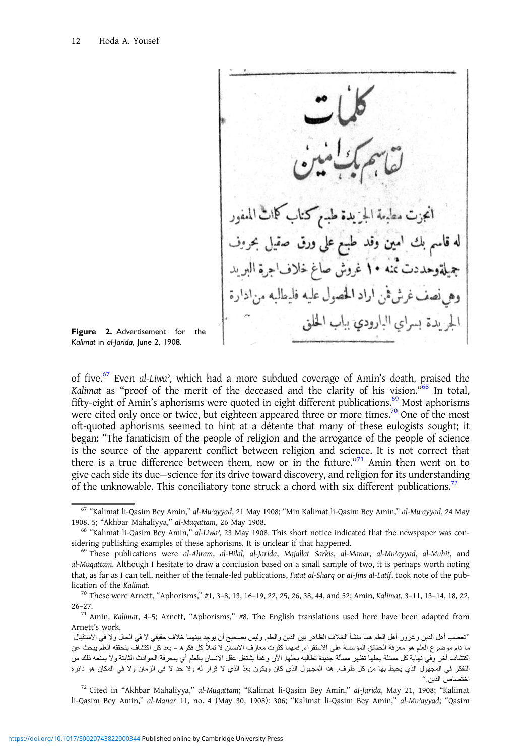Figure 2. Advertisement for the *Kalimat* in *al-Jarida*, June 2, 1908.

of five.[67] Even *al-Liwa'*, which had a more subdued coverage of Amin's death, praised the *Kalimat* as "proof of the merit of the deceased and the clarity of his vision."[68] In total, fifty-eight of Amin's aphorisms were quoted in eight different publications.[69] Most aphorisms were cited only once or twice, but eighteen appeared three or more times.[70] One of the most oft-quoted aphorisms seemed to hint at a détente that many of these eulogists sought; it began: "The fanaticism of the people of religion and the arrogance of the people of science is the source of the apparent conflict between religion and science. It is not correct that there is a true difference between them, now or in the future."[71] Amin then went on to give each side its due—science for its drive toward discovery, and religion for its understanding of the unknowable. This conciliatory tone struck a chord with six different publications.[72]

---

[67] "Kalimat li-Qasim Bey Amin," *al-Mu'ayyad*, 21 May 1908; "Min Kalimat li-Qasim Bey Amin," *al-Mu'ayyad*, 24 May 1908, 5; "Akhbar Mahaliyya," *al-Muqattam*, 26 May 1908.

[68] "Kalimat li-Qasim Bey Amin," *al-Liwa'*, 23 May 1908. This short notice indicated that the newspaper was considering publishing examples of these aphorisms. It is unclear if that happened.

[69] These publications were *al-Ahram*, *al-Hilal*, *al-Jarida*, *Majallat Sarkis*, *al-Manar*, *al-Mu'ayyad*, *al-Muhit*, and *al-Muqattam*. Although I hesitate to draw a conclusion based on a small sample of two, it is perhaps worth noting that, as far as I can tell, neither of the female-led publications, *Fatat al-Sharq* or *al-Jins al-Latif*, took note of the publication of the *Kalimat*.

[70] These were Arnett, "Aphorisms," #1, 3–8, 13, 16–19, 22, 25, 26, 38, 44, and 52; Amin, *Kalimat*, 3–11, 13–14, 18, 22, 26–27.

[71] Amin, *Kalimat*, 4–5; Arnett, "Aphorisms," #8. The English translations used here have been adapted from Arnett's work.

"تعصب أهل الدين وغرور أهل العلم هما منشأ الخلاف الظاهر بين الدين والعلم. وليس بصحيح أن يوجد بينهما خلاف حقيقي لا في الحال ولا في الاستقبال ما دام موضوع العلم هو معرفة الحقائق المؤسسة على الاستقراء. فمهما كثرت معارف الانسان لا تملأ كل فكره – بعد كل اكتشاف يتحققه العلم يبحث عن اكتشاف آخر وفي نهاية كل مسئلة يحلها تظهر مسألة جديدة تطالبه بحلها. الآن وغداً يشتغل عقل الانسان بالعلم أي بمعرفة الحوادث الثابتة ولا يمنعه ذلك من التفكر في المجهول الذي يحيط بها من كل طرف. هذا المجهول الذي كان ويكون بعدُ الذي لا قرار له ولا حد لا في الزمان ولا في المكان هو دائرة اختصاص الدين."

[72] Cited in "Akhbar Mahaliyya," *al-Muqattam*; "Kalimat li-Qasim Bey Amin," *al-Jarida*, May 21, 1908; "Kalimat li-Qasim Bey Amin," *al-Manar* 11, no. 4 (May 30, 1908): 306; "Kalimat li-Qasim Bey Amin," *al-Mu'ayyad*; "Qasim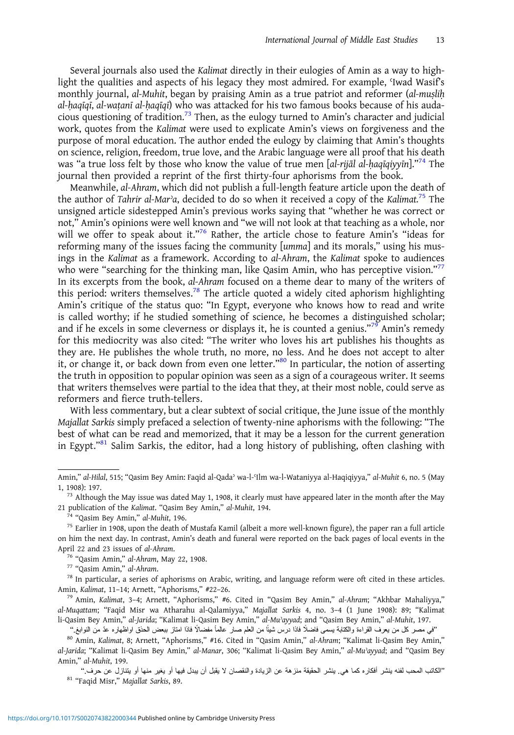Several journals also used the *Kalimat* directly in their eulogies of Amin as a way to highlight the qualities and aspects of his legacy they most admired. For example, ʿIwad Wasif's monthly journal, *al-Muhit*, began by praising Amin as a true patriot and reformer (*al-muṣliḥ al-ḥaqīqī, al-waṭanī al-ḥaqīqī*) who was attacked for his two famous books because of his audacious questioning of tradition.[73] Then, as the eulogy turned to Amin's character and judicial work, quotes from the *Kalimat* were used to explicate Amin's views on forgiveness and the purpose of moral education. The author ended the eulogy by claiming that Amin's thoughts on science, religion, freedom, true love, and the Arabic language were all proof that his death was "a true loss felt by those who know the value of true men [*al-rijāl al-ḥaqīqiyyīn*]."[74] The journal then provided a reprint of the first thirty-four aphorisms from the book.

Meanwhile, *al-Ahram*, which did not publish a full-length feature article upon the death of the author of *Tahrir al-Marʾa*, decided to do so when it received a copy of the *Kalimat.*[75] The unsigned article sidestepped Amin's previous works saying that "whether he was correct or not," Amin's opinions were well known and "we will not look at that teaching as a whole, nor will we offer to speak about it."[76] Rather, the article chose to feature Amin's "ideas for reforming many of the issues facing the community [*umma*] and its morals," using his musings in the *Kalimat* as a framework. According to *al-Ahram*, the *Kalimat* spoke to audiences who were "searching for the thinking man, like Qasim Amin, who has perceptive vision."[77] In its excerpts from the book, *al-Ahram* focused on a theme dear to many of the writers of this period: writers themselves.[78] The article quoted a widely cited aphorism highlighting Amin's critique of the status quo: "In Egypt, everyone who knows how to read and write is called worthy; if he studied something of science, he becomes a distinguished scholar; and if he excels in some cleverness or displays it, he is counted a genius."[79] Amin's remedy for this mediocrity was also cited: "The writer who loves his art publishes his thoughts as they are. He publishes the whole truth, no more, no less. And he does not accept to alter it, or change it, or back down from even one letter."[80] In particular, the notion of asserting the truth in opposition to popular opinion was seen as a sign of a courageous writer. It seems that writers themselves were partial to the idea that they, at their most noble, could serve as reformers and fierce truth-tellers.

With less commentary, but a clear subtext of social critique, the June issue of the monthly *Majallat Sarkis* simply prefaced a selection of twenty-nine aphorisms with the following: "The best of what can be read and memorized, that it may be a lesson for the current generation in Egypt."[81] Salim Sarkis, the editor, had a long history of publishing, often clashing with

---

Amin," *al-Hilal*, 515; "Qasim Bey Amin: Faqid al-Qadaʾ wa-l-ʿIlm wa-l-Wataniyya al-Haqiqiyya," *al-Muhit* 6, no. 5 (May 1, 1908): 197.

[73] Although the May issue was dated May 1, 1908, it clearly must have appeared later in the month after the May 21 publication of the *Kalimat*. "Qasim Bey Amin," *al-Muhit*, 194.

[74] "Qasim Bey Amin," *al-Muhit*, 196.

[75] Earlier in 1908, upon the death of Mustafa Kamil (albeit a more well-known figure), the paper ran a full article on him the next day. In contrast, Amin's death and funeral were reported on the back pages of local events in the April 22 and 23 issues of *al-Ahram*.

[76] "Qasim Amin," *al-Ahram*, May 22, 1908.

[77] "Qasim Amin," *al-Ahram*.

[78] In particular, a series of aphorisms on Arabic, writing, and language reform were oft cited in these articles. Amin, *Kalimat*, 11–14; Arnett, "Aphorisms," #22–26.

[79] Amin, *Kalimat*, 3–4; Arnett, "Aphorisms," #6. Cited in "Qasim Bey Amin," *al-Ahram*; "Akhbar Mahaliyya," *al-Muqattam*; "Faqid Misr wa Atharahu al-Qalamiyya," *Majallat Sarkis* 4, no. 3–4 (1 June 1908): 89; "Kalimat li-Qasim Bey Amin," *al-Jarida*; "Kalimat li-Qasim Bey Amin," *al-Muʾayyad*; and "Qasim Bey Amin," *al-Muhit*, 197.

"في مصر كل من يعرف القراءة والكتابة يسمى فاضلاً فاذا درس شيئاً من العلم صار عالماً مفضالاً فاذا امتاز ببعض الحذق اواظهاره عدّ من النوابغ."

[80] Amin, *Kalimat*, 8; Arnett, "Aphorisms," #16. Cited in "Qasim Amin," *al-Ahram*; "Kalimat li-Qasim Bey Amin," *al-Jarida*; "Kalimat li-Qasim Bey Amin," *al-Manar*, 306; "Kalimat li-Qasim Bey Amin," *al-Muʾayyad*; and "Qasim Bey Amin," *al-Muhit*, 199.

"الكاتب المحب لفنه ينشر أفكاره كما هي. ينشر الحقيقة منزهة عن الزيادة والنقصان لا يقبل أن يبدل فيها أو يغير منها أو يتنازل عن حرف."

[81] "Faqid Misr," *Majallat Sarkis*, 89.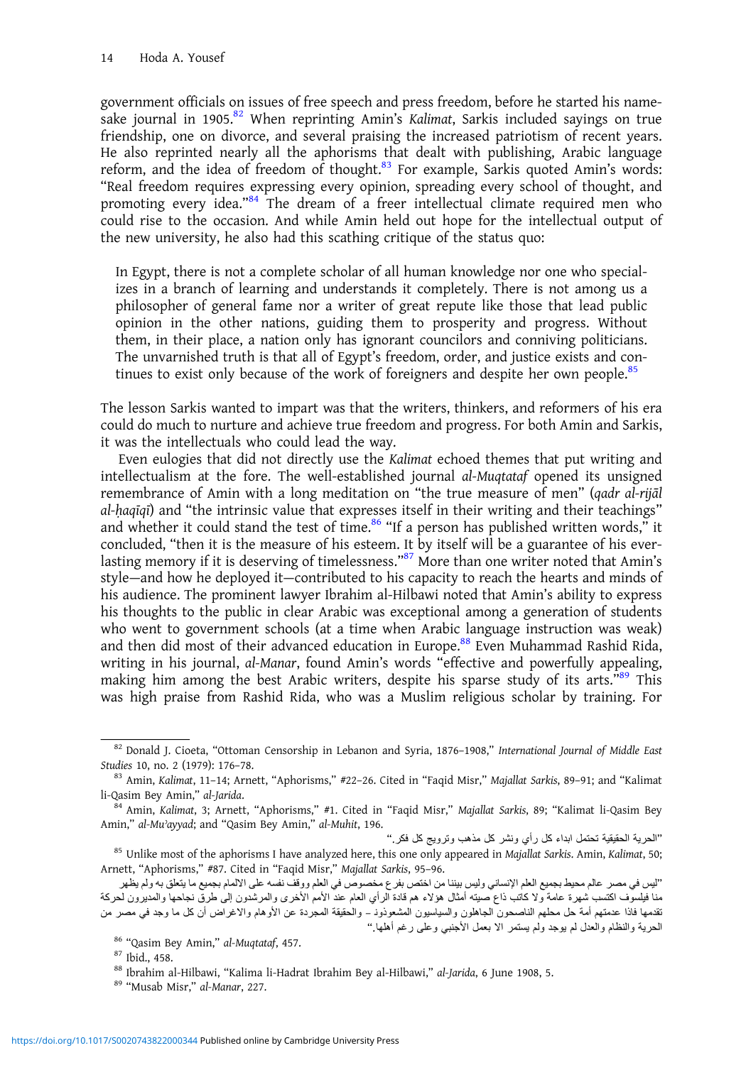government officials on issues of free speech and press freedom, before he started his namesake journal in 1905.[82] When reprinting Amin's *Kalimat*, Sarkis included sayings on true friendship, one on divorce, and several praising the increased patriotism of recent years. He also reprinted nearly all the aphorisms that dealt with publishing, Arabic language reform, and the idea of freedom of thought.[83] For example, Sarkis quoted Amin's words: "Real freedom requires expressing every opinion, spreading every school of thought, and promoting every idea."[84] The dream of a freer intellectual climate required men who could rise to the occasion. And while Amin held out hope for the intellectual output of the new university, he also had this scathing critique of the status quo:

> In Egypt, there is not a complete scholar of all human knowledge nor one who specializes in a branch of learning and understands it completely. There is not among us a philosopher of general fame nor a writer of great repute like those that lead public opinion in the other nations, guiding them to prosperity and progress. Without them, in their place, a nation only has ignorant councilors and conniving politicians. The unvarnished truth is that all of Egypt's freedom, order, and justice exists and continues to exist only because of the work of foreigners and despite her own people.[85]

The lesson Sarkis wanted to impart was that the writers, thinkers, and reformers of his era could do much to nurture and achieve true freedom and progress. For both Amin and Sarkis, it was the intellectuals who could lead the way.

Even eulogies that did not directly use the *Kalimat* echoed themes that put writing and intellectualism at the fore. The well-established journal *al-Muqtataf* opened its unsigned remembrance of Amin with a long meditation on "the true measure of men" (*qadr al-rijāl al-ḥaqīqī*) and "the intrinsic value that expresses itself in their writing and their teachings" and whether it could stand the test of time.[86] "If a person has published written words," it concluded, "then it is the measure of his esteem. It by itself will be a guarantee of his everlasting memory if it is deserving of timelessness."[87] More than one writer noted that Amin's style—and how he deployed it—contributed to his capacity to reach the hearts and minds of his audience. The prominent lawyer Ibrahim al-Hilbawi noted that Amin's ability to express his thoughts to the public in clear Arabic was exceptional among a generation of students who went to government schools (at a time when Arabic language instruction was weak) and then did most of their advanced education in Europe.[88] Even Muhammad Rashid Rida, writing in his journal, *al-Manar*, found Amin's words "effective and powerfully appealing, making him among the best Arabic writers, despite his sparse study of its arts."[89] This was high praise from Rashid Rida, who was a Muslim religious scholar by training. For

---

[82] Donald J. Cioeta, "Ottoman Censorship in Lebanon and Syria, 1876–1908," *International Journal of Middle East Studies* 10, no. 2 (1979): 176–78.

[83] Amin, *Kalimat*, 11–14; Arnett, "Aphorisms," #22–26. Cited in "Faqid Misr," *Majallat Sarkis*, 89–91; and "Kalimat li-Qasim Bey Amin," *al-Jarida*.

[84] Amin, *Kalimat*, 3; Arnett, "Aphorisms," #1. Cited in "Faqid Misr," *Majallat Sarkis*, 89; "Kalimat li-Qasim Bey Amin," *al-Muʾayyad*; and "Qasim Bey Amin," *al-Muhit*, 196.

"الحرية الحقيقية تحتمل ابداء كل رأي ونشر كل مذهب وترويج كل فكر."

[85] Unlike most of the aphorisms I have analyzed here, this one only appeared in *Majallat Sarkis*. Amin, *Kalimat*, 50; Arnett, "Aphorisms," #87. Cited in "Faqid Misr," *Majallat Sarkis*, 95–96.

"ليس في مصر عالم محيط بجميع العلم الإنساني وليس بيننا من اختص بفرع مخصوص في العلم ووقف نفسه على الالمام بجميع ما يتعلق به ولم يظهر منا فيلسوف اكتسب شهرة عامة ولا كاتب ذاع صيته أمثال هؤلاء هم قادة الرأي العام عند الأمم الأخرى والمرشدون إلى طرق نجاحها والمديرون لحركة تقدمها فاذا عدمتهم أمة حل محلهم الناصحون الجاهلون والسياسيون المشعوذون – والحقيقة المجردة عن الأوهام والاغراض أن كل ما وجد في مصر من الحرية والنظام والعدل لم يوجد ولم يستمر الا بعمل الأجنبي وعلى رغم أهلها."

[86] "Qasim Bey Amin," *al-Muqtataf*, 457.

[87] Ibid., 458.

[88] Ibrahim al-Hilbawi, "Kalima li-Hadrat Ibrahim Bey al-Hilbawi," *al-Jarida*, 6 June 1908, 5.

[89] "Musab Misr," *al-Manar*, 227.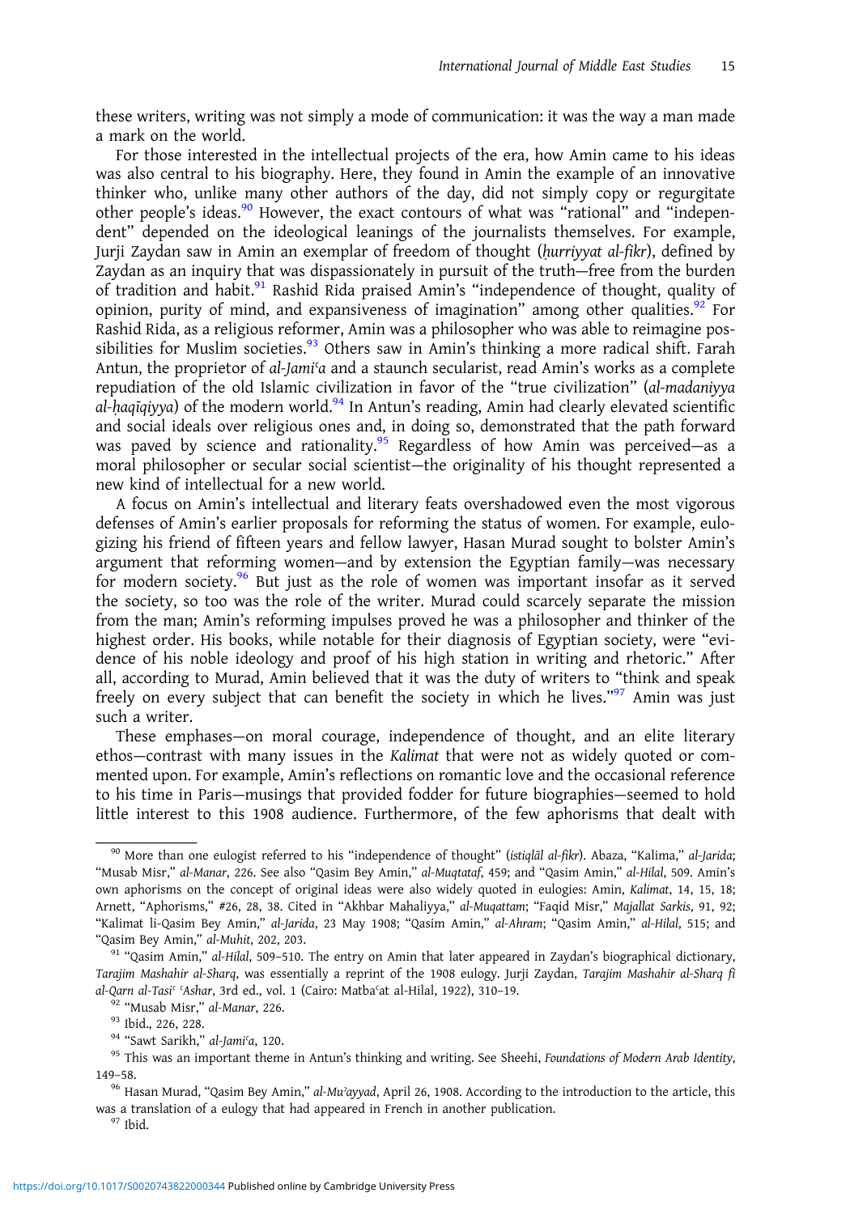these writers, writing was not simply a mode of communication: it was the way a man made a mark on the world.

For those interested in the intellectual projects of the era, how Amin came to his ideas was also central to his biography. Here, they found in Amin the example of an innovative thinker who, unlike many other authors of the day, did not simply copy or regurgitate other people's ideas.[90] However, the exact contours of what was "rational" and "independent" depended on the ideological leanings of the journalists themselves. For example, Jurji Zaydan saw in Amin an exemplar of freedom of thought (*ḥurriyyat al-fikr*), defined by Zaydan as an inquiry that was dispassionately in pursuit of the truth—free from the burden of tradition and habit.[91] Rashid Rida praised Amin's "independence of thought, quality of opinion, purity of mind, and expansiveness of imagination" among other qualities.[92] For Rashid Rida, as a religious reformer, Amin was a philosopher who was able to reimagine possibilities for Muslim societies.[93] Others saw in Amin's thinking a more radical shift. Farah Antun, the proprietor of *al-Jamiʿa* and a staunch secularist, read Amin's works as a complete repudiation of the old Islamic civilization in favor of the "true civilization" (*al-madaniyya al-ḥaqīqiyya*) of the modern world.[94] In Antun's reading, Amin had clearly elevated scientific and social ideals over religious ones and, in doing so, demonstrated that the path forward was paved by science and rationality.[95] Regardless of how Amin was perceived—as a moral philosopher or secular social scientist—the originality of his thought represented a new kind of intellectual for a new world.

A focus on Amin's intellectual and literary feats overshadowed even the most vigorous defenses of Amin's earlier proposals for reforming the status of women. For example, eulogizing his friend of fifteen years and fellow lawyer, Hasan Murad sought to bolster Amin's argument that reforming women—and by extension the Egyptian family—was necessary for modern society.[96] But just as the role of women was important insofar as it served the society, so too was the role of the writer. Murad could scarcely separate the mission from the man; Amin's reforming impulses proved he was a philosopher and thinker of the highest order. His books, while notable for their diagnosis of Egyptian society, were "evidence of his noble ideology and proof of his high station in writing and rhetoric." After all, according to Murad, Amin believed that it was the duty of writers to "think and speak freely on every subject that can benefit the society in which he lives."[97] Amin was just such a writer.

These emphases—on moral courage, independence of thought, and an elite literary ethos—contrast with many issues in the *Kalimat* that were not as widely quoted or commented upon. For example, Amin's reflections on romantic love and the occasional reference to his time in Paris—musings that provided fodder for future biographies—seemed to hold little interest to this 1908 audience. Furthermore, of the few aphorisms that dealt with

---

[90] More than one eulogist referred to his "independence of thought" (*istiqlāl al-fikr*). Abaza, "Kalima," *al-Jarida*; "Musab Misr," *al-Manar*, 226. See also "Qasim Bey Amin," *al-Muqtataf*, 459; and "Qasim Amin," *al-Hilal*, 509. Amin's own aphorisms on the concept of original ideas were also widely quoted in eulogies: Amin, *Kalimat*, 14, 15, 18; Arnett, "Aphorisms," #26, 28, 38. Cited in "Akhbar Mahaliyya," *al-Muqattam*; "Faqid Misr," *Majallat Sarkis*, 91, 92; "Kalimat li-Qasim Bey Amin," *al-Jarida*, 23 May 1908; "Qasim Amin," *al-Ahram*; "Qasim Amin," *al-Hilal*, 515; and "Qasim Bey Amin," *al-Muhit*, 202, 203.

[91] "Qasim Amin," *al-Hilal*, 509–510. The entry on Amin that later appeared in Zaydan's biographical dictionary, *Tarajim Mashahir al-Sharq*, was essentially a reprint of the 1908 eulogy. Jurji Zaydan, *Tarajim Mashahir al-Sharq fi al-Qarn al-Tasiʿ ʿAshar*, 3rd ed., vol. 1 (Cairo: Matbaʿat al-Hilal, 1922), 310–19.

[92] "Musab Misr," *al-Manar*, 226.

[93] Ibid., 226, 228.

[94] "Sawt Sarikh," *al-Jamiʿa*, 120.

[95] This was an important theme in Antun's thinking and writing. See Sheehi, *Foundations of Modern Arab Identity*, 149–58.

[96] Hasan Murad, "Qasim Bey Amin," *al-Muʾayyad*, April 26, 1908. According to the introduction to the article, this was a translation of a eulogy that had appeared in French in another publication.

[97] Ibid.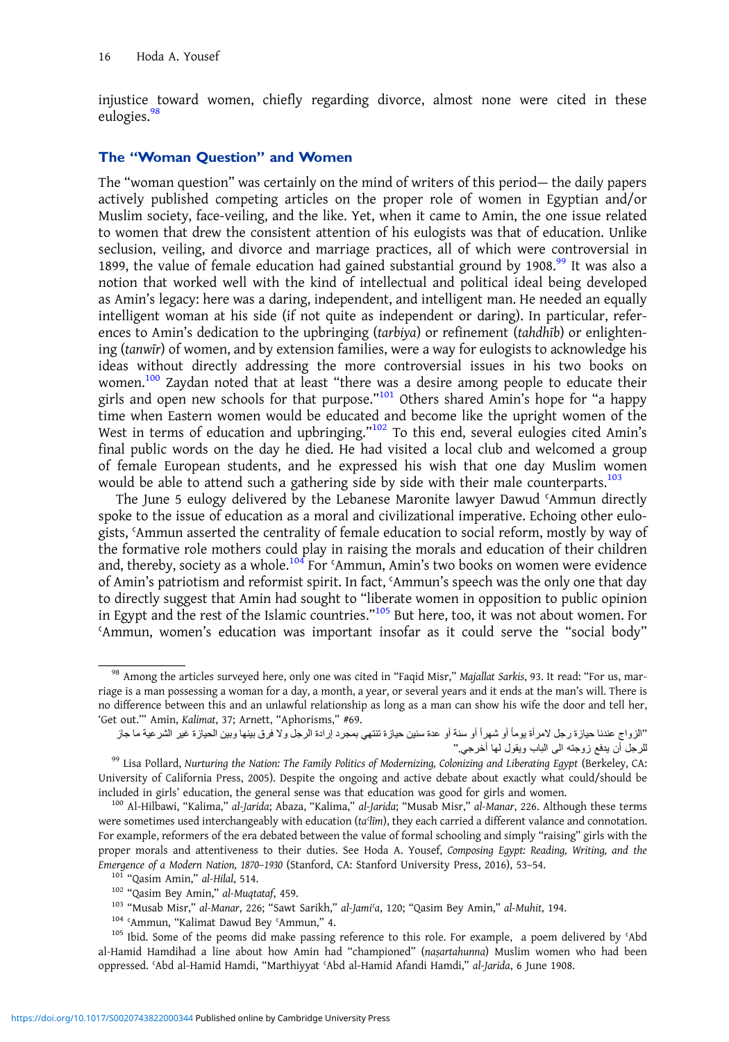injustice toward women, chiefly regarding divorce, almost none were cited in these eulogies.[98]

## The "Woman Question" and Women

The "woman question" was certainly on the mind of writers of this period— the daily papers actively published competing articles on the proper role of women in Egyptian and/or Muslim society, face-veiling, and the like. Yet, when it came to Amin, the one issue related to women that drew the consistent attention of his eulogists was that of education. Unlike seclusion, veiling, and divorce and marriage practices, all of which were controversial in 1899, the value of female education had gained substantial ground by 1908.[99] It was also a notion that worked well with the kind of intellectual and political ideal being developed as Amin's legacy: here was a daring, independent, and intelligent man. He needed an equally intelligent woman at his side (if not quite as independent or daring). In particular, references to Amin's dedication to the upbringing (*tarbiya*) or refinement (*tahdhīb*) or enlightening (*tanwīr*) of women, and by extension families, were a way for eulogists to acknowledge his ideas without directly addressing the more controversial issues in his two books on women.[100] Zaydan noted that at least "there was a desire among people to educate their girls and open new schools for that purpose."[101] Others shared Amin's hope for "a happy time when Eastern women would be educated and become like the upright women of the West in terms of education and upbringing."[102] To this end, several eulogies cited Amin's final public words on the day he died. He had visited a local club and welcomed a group of female European students, and he expressed his wish that one day Muslim women would be able to attend such a gathering side by side with their male counterparts.[103]

The June 5 eulogy delivered by the Lebanese Maronite lawyer Dawud ʿAmmun directly spoke to the issue of education as a moral and civilizational imperative. Echoing other eulogists, ʿAmmun asserted the centrality of female education to social reform, mostly by way of the formative role mothers could play in raising the morals and education of their children and, thereby, society as a whole.[104] For ʿAmmun, Amin's two books on women were evidence of Amin's patriotism and reformist spirit. In fact, ʿAmmun's speech was the only one that day to directly suggest that Amin had sought to "liberate women in opposition to public opinion in Egypt and the rest of the Islamic countries."[105] But here, too, it was not about women. For ʿAmmun, women's education was important insofar as it could serve the "social body"

---

[98] Among the articles surveyed here, only one was cited in "Faqid Misr," *Majallat Sarkis*, 93. It read: "For us, marriage is a man possessing a woman for a day, a month, a year, or several years and it ends at the man's will. There is no difference between this and an unlawful relationship as long as a man can show his wife the door and tell her, 'Get out.'" Amin, *Kalimat*, 37; Arnett, "Aphorisms," #69.

"الزواج عندنا حيازة رجل لامرأة يوماً أو شهراً أو سنة أو عدة سنين حيازة تنتهي بمجرد إرادة الرجل ولا فرق بينها وبين الحيازة غير الشرعية ما جاز للرجل أن يدفع زوجته الى الباب ويقول لها أخرجي."

[99] Lisa Pollard, *Nurturing the Nation: The Family Politics of Modernizing, Colonizing and Liberating Egypt* (Berkeley, CA: University of California Press, 2005). Despite the ongoing and active debate about exactly what could/should be included in girls' education, the general sense was that education was good for girls and women.

[100] Al-Hilbawi, "Kalima," *al-Jarida*; Abaza, "Kalima," *al-Jarida*; "Musab Misr," *al-Manar*, 226. Although these terms were sometimes used interchangeably with education (*taʿlīm*), they each carried a different valance and connotation. For example, reformers of the era debated between the value of formal schooling and simply "raising" girls with the proper morals and attentiveness to their duties. See Hoda A. Yousef, *Composing Egypt: Reading, Writing, and the Emergence of a Modern Nation, 1870–1930* (Stanford, CA: Stanford University Press, 2016), 53–54.

[101] "Qasim Amin," *al-Hilal*, 514.

[102] "Qasim Bey Amin," *al-Muqtataf*, 459.

[103] "Musab Misr," *al-Manar*, 226; "Sawt Sarikh," *al-Jamiʿa*, 120; "Qasim Bey Amin," *al-Muhit*, 194.

[104] ʿAmmun, "Kalimat Dawud Bey ʿAmmun," 4.

[105] Ibid. Some of the peoms did make passing reference to this role. For example, a poem delivered by ʿAbd al-Hamid Hamdihad a line about how Amin had "championed" (*naṣartahunna*) Muslim women who had been oppressed. ʿAbd al-Hamid Hamdi, "Marthiyyat ʿAbd al-Hamid Afandi Hamdi," *al-Jarida*, 6 June 1908.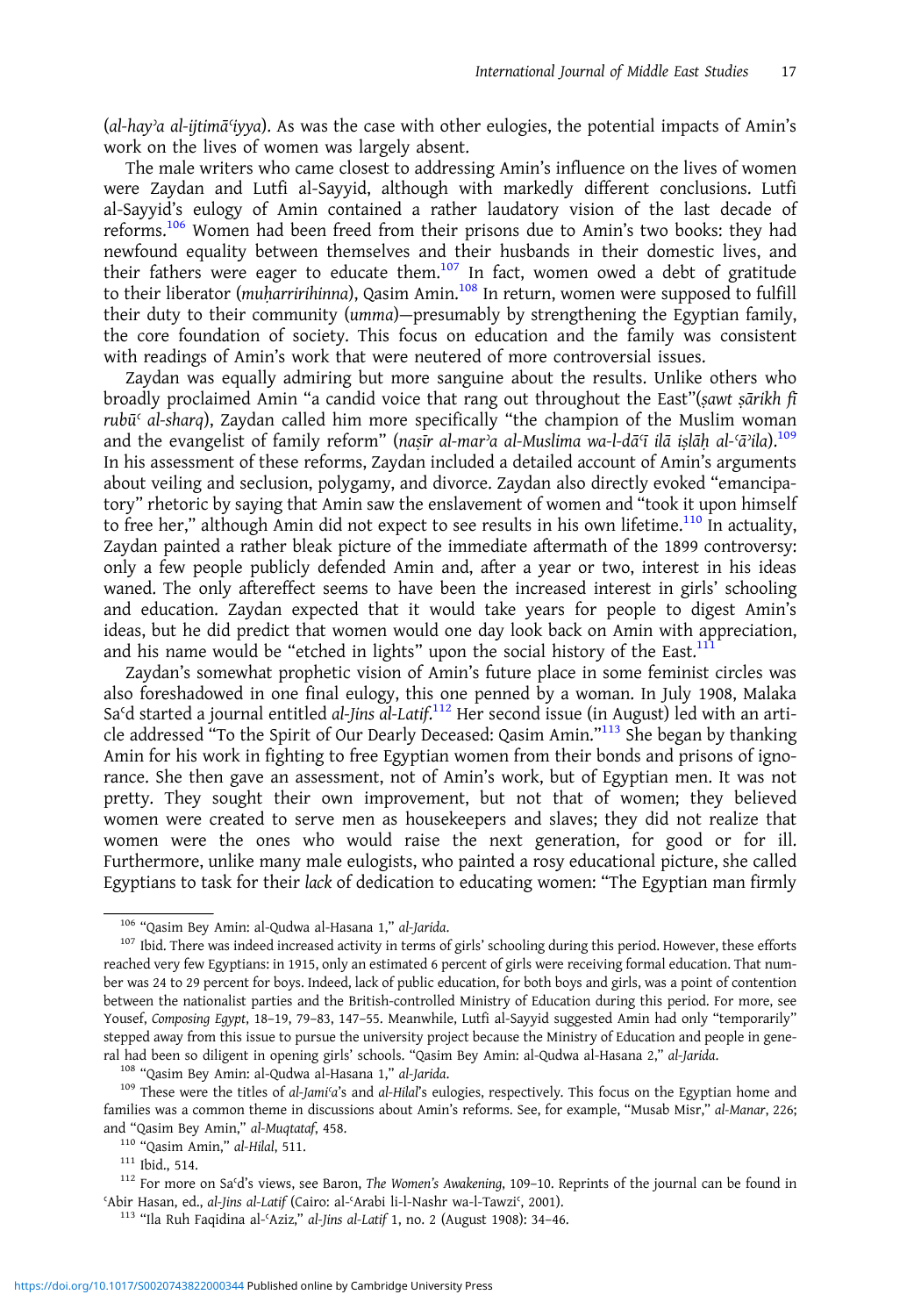(*al-hayʾa al-ijtimāʿiyya*). As was the case with other eulogies, the potential impacts of Amin's work on the lives of women was largely absent.

The male writers who came closest to addressing Amin's influence on the lives of women were Zaydan and Lutfi al-Sayyid, although with markedly different conclusions. Lutfi al-Sayyid's eulogy of Amin contained a rather laudatory vision of the last decade of reforms.[106] Women had been freed from their prisons due to Amin's two books: they had newfound equality between themselves and their husbands in their domestic lives, and their fathers were eager to educate them.[107] In fact, women owed a debt of gratitude to their liberator (*muḥarririhinna*), Qasim Amin.[108] In return, women were supposed to fulfill their duty to their community (*umma*)—presumably by strengthening the Egyptian family, the core foundation of society. This focus on education and the family was consistent with readings of Amin's work that were neutered of more controversial issues.

Zaydan was equally admiring but more sanguine about the results. Unlike others who broadly proclaimed Amin "a candid voice that rang out throughout the East"(*ṣawt ṣārikh fī rubūʿ al-sharq*), Zaydan called him more specifically "the champion of the Muslim woman and the evangelist of family reform" (*naṣīr al-marʾa al-Muslima wa-l-dāʿī ilā iṣlāḥ al-ʿāʾila*).[109] In his assessment of these reforms, Zaydan included a detailed account of Amin's arguments about veiling and seclusion, polygamy, and divorce. Zaydan also directly evoked "emancipatory" rhetoric by saying that Amin saw the enslavement of women and "took it upon himself to free her," although Amin did not expect to see results in his own lifetime.[110] In actuality, Zaydan painted a rather bleak picture of the immediate aftermath of the 1899 controversy: only a few people publicly defended Amin and, after a year or two, interest in his ideas waned. The only aftereffect seems to have been the increased interest in girls' schooling and education. Zaydan expected that it would take years for people to digest Amin's ideas, but he did predict that women would one day look back on Amin with appreciation, and his name would be "etched in lights" upon the social history of the East.[111]

Zaydan's somewhat prophetic vision of Amin's future place in some feminist circles was also foreshadowed in one final eulogy, this one penned by a woman. In July 1908, Malaka Saʿd started a journal entitled *al-Jins al-Latif*.[112] Her second issue (in August) led with an article addressed "To the Spirit of Our Dearly Deceased: Qasim Amin."[113] She began by thanking Amin for his work in fighting to free Egyptian women from their bonds and prisons of ignorance. She then gave an assessment, not of Amin's work, but of Egyptian men. It was not pretty. They sought their own improvement, but not that of women; they believed women were created to serve men as housekeepers and slaves; they did not realize that women were the ones who would raise the next generation, for good or for ill. Furthermore, unlike many male eulogists, who painted a rosy educational picture, she called Egyptians to task for their *lack* of dedication to educating women: "The Egyptian man firmly

---

[106] "Qasim Bey Amin: al-Qudwa al-Hasana 1," *al-Jarida*.

[107] Ibid. There was indeed increased activity in terms of girls' schooling during this period. However, these efforts reached very few Egyptians: in 1915, only an estimated 6 percent of girls were receiving formal education. That number was 24 to 29 percent for boys. Indeed, lack of public education, for both boys and girls, was a point of contention between the nationalist parties and the British-controlled Ministry of Education during this period. For more, see Yousef, *Composing Egypt*, 18–19, 79–83, 147–55. Meanwhile, Lutfi al-Sayyid suggested Amin had only "temporarily" stepped away from this issue to pursue the university project because the Ministry of Education and people in general had been so diligent in opening girls' schools. "Qasim Bey Amin: al-Qudwa al-Hasana 2," *al-Jarida*.

[108] "Qasim Bey Amin: al-Qudwa al-Hasana 1," *al-Jarida*.

[109] These were the titles of *al-Jamiʿa*'s and *al-Hilal*'s eulogies, respectively. This focus on the Egyptian home and families was a common theme in discussions about Amin's reforms. See, for example, "Musab Misr," *al-Manar*, 226; and "Qasim Bey Amin," *al-Muqtataf*, 458.

[110] "Qasim Amin," *al-Hilal*, 511.

[111] Ibid., 514.

[112] For more on Saʿd's views, see Baron, *The Women's Awakening*, 109–10. Reprints of the journal can be found in ʿAbir Hasan, ed., *al-Jins al-Latif* (Cairo: al-ʿArabi li-l-Nashr wa-l-Tawziʿ, 2001).

[113] "Ila Ruh Faqidina al-ʿAziz," *al-Jins al-Latif* 1, no. 2 (August 1908): 34–46.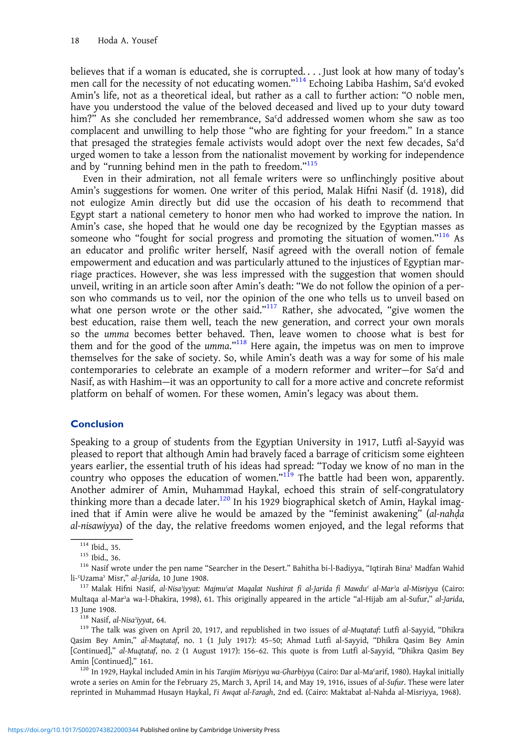believes that if a woman is educated, she is corrupted. . . . Just look at how many of today's men call for the necessity of not educating women."[114] Echoing Labiba Hashim, Saʿd evoked Amin's life, not as a theoretical ideal, but rather as a call to further action: "O noble men, have you understood the value of the beloved deceased and lived up to your duty toward him?" As she concluded her remembrance, Saʿd addressed women whom she saw as too complacent and unwilling to help those "who are fighting for your freedom." In a stance that presaged the strategies female activists would adopt over the next few decades, Saʿd urged women to take a lesson from the nationalist movement by working for independence and by "running behind men in the path to freedom."[115]

Even in their admiration, not all female writers were so unflinchingly positive about Amin's suggestions for women. One writer of this period, Malak Hifni Nasif (d. 1918), did not eulogize Amin directly but did use the occasion of his death to recommend that Egypt start a national cemetery to honor men who had worked to improve the nation. In Amin's case, she hoped that he would one day be recognized by the Egyptian masses as someone who "fought for social progress and promoting the situation of women."[116] As an educator and prolific writer herself, Nasif agreed with the overall notion of female empowerment and education and was particularly attuned to the injustices of Egyptian marriage practices. However, she was less impressed with the suggestion that women should unveil, writing in an article soon after Amin's death: "We do not follow the opinion of a person who commands us to veil, nor the opinion of the one who tells us to unveil based on what one person wrote or the other said."[117] Rather, she advocated, "give women the best education, raise them well, teach the new generation, and correct your own morals so the *umma* becomes better behaved. Then, leave women to choose what is best for them and for the good of the *umma*."[118] Here again, the impetus was on men to improve themselves for the sake of society. So, while Amin's death was a way for some of his male contemporaries to celebrate an example of a modern reformer and writer—for Saʿd and Nasif, as with Hashim—it was an opportunity to call for a more active and concrete reformist platform on behalf of women. For these women, Amin's legacy was about them.

## Conclusion

Speaking to a group of students from the Egyptian University in 1917, Lutfi al-Sayyid was pleased to report that although Amin had bravely faced a barrage of criticism some eighteen years earlier, the essential truth of his ideas had spread: "Today we know of no man in the country who opposes the education of women."[119] The battle had been won, apparently. Another admirer of Amin, Muhammad Haykal, echoed this strain of self-congratulatory thinking more than a decade later.[120] In his 1929 biographical sketch of Amin, Haykal imagined that if Amin were alive he would be amazed by the "feminist awakening" (*al-nahḍa al-nisawiyya*) of the day, the relative freedoms women enjoyed, and the legal reforms that

---

[114] Ibid., 35.

[115] Ibid., 36.

[116] Nasif wrote under the pen name "Searcher in the Desert." Bahitha bi-l-Badiyya, "Iqtirah Binaʾ Madfan Wahid li-ʿUzamaʾ Misr," *al-Jarida*, 10 June 1908.

[117] Malak Hifni Nasif, *al-Nisaʾiyyat: Majmuʿat Maqalat Nushirat fi al-Jarida fi Mawduʿ al-Marʾa al-Misriyya* (Cairo: Multaqa al-Marʾa wa-l-Dhakira, 1998), 61. This originally appeared in the article "al-Hijab am al-Sufur," *al-Jarida*, 13 June 1908.

[118] Nasif, *al-Nisaʾiyyat*, 64.

[119] The talk was given on April 20, 1917, and republished in two issues of *al-Muqtataf*: Lutfi al-Sayyid, "Dhikra Qasim Bey Amin," *al-Muqtataf*, no. 1 (1 July 1917): 45–50; Ahmad Lutfi al-Sayyid, "Dhikra Qasim Bey Amin [Continued]," *al-Muqtataf*, no. 2 (1 August 1917): 156–62. This quote is from Lutfi al-Sayyid, "Dhikra Qasim Bey Amin [Continued]," 161.

[120] In 1929, Haykal included Amin in his *Tarajim Misriyya wa-Gharbiyya* (Cairo: Dar al-Maʿarif, 1980). Haykal initially wrote a series on Amin for the February 25, March 3, April 14, and May 19, 1916, issues of *al-Sufur*. These were later reprinted in Muhammad Husayn Haykal, *Fi Awqat al-Faragh*, 2nd ed. (Cairo: Maktabat al-Nahda al-Misriyya, 1968).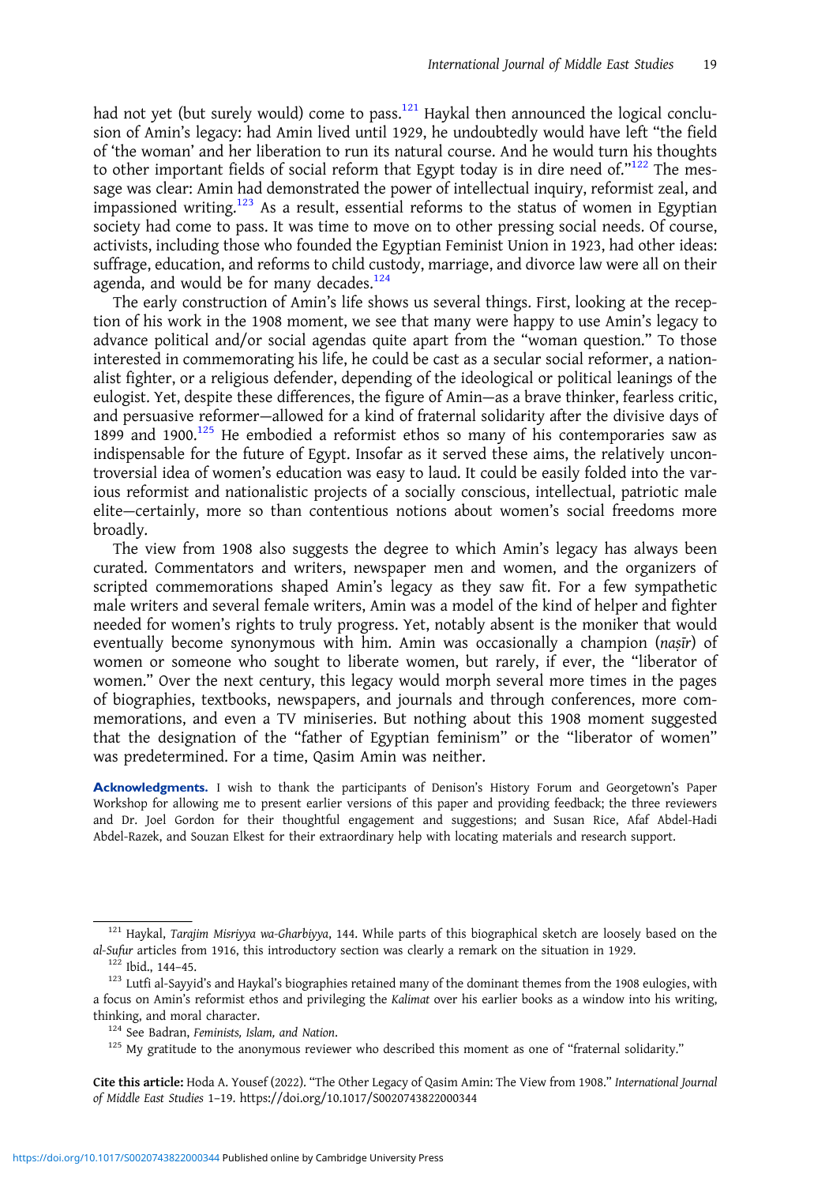had not yet (but surely would) come to pass.[121] Haykal then announced the logical conclusion of Amin's legacy: had Amin lived until 1929, he undoubtedly would have left "the field of 'the woman' and her liberation to run its natural course. And he would turn his thoughts to other important fields of social reform that Egypt today is in dire need of."[122] The message was clear: Amin had demonstrated the power of intellectual inquiry, reformist zeal, and impassioned writing.[123] As a result, essential reforms to the status of women in Egyptian society had come to pass. It was time to move on to other pressing social needs. Of course, activists, including those who founded the Egyptian Feminist Union in 1923, had other ideas: suffrage, education, and reforms to child custody, marriage, and divorce law were all on their agenda, and would be for many decades.[124]

The early construction of Amin's life shows us several things. First, looking at the reception of his work in the 1908 moment, we see that many were happy to use Amin's legacy to advance political and/or social agendas quite apart from the "woman question." To those interested in commemorating his life, he could be cast as a secular social reformer, a nationalist fighter, or a religious defender, depending of the ideological or political leanings of the eulogist. Yet, despite these differences, the figure of Amin—as a brave thinker, fearless critic, and persuasive reformer—allowed for a kind of fraternal solidarity after the divisive days of 1899 and 1900.[125] He embodied a reformist ethos so many of his contemporaries saw as indispensable for the future of Egypt. Insofar as it served these aims, the relatively uncontroversial idea of women's education was easy to laud. It could be easily folded into the various reformist and nationalistic projects of a socially conscious, intellectual, patriotic male elite—certainly, more so than contentious notions about women's social freedoms more broadly.

The view from 1908 also suggests the degree to which Amin's legacy has always been curated. Commentators and writers, newspaper men and women, and the organizers of scripted commemorations shaped Amin's legacy as they saw fit. For a few sympathetic male writers and several female writers, Amin was a model of the kind of helper and fighter needed for women's rights to truly progress. Yet, notably absent is the moniker that would eventually become synonymous with him. Amin was occasionally a champion (*naṣīr*) of women or someone who sought to liberate women, but rarely, if ever, the "liberator of women." Over the next century, this legacy would morph several more times in the pages of biographies, textbooks, newspapers, and journals and through conferences, more commemorations, and even a TV miniseries. But nothing about this 1908 moment suggested that the designation of the "father of Egyptian feminism" or the "liberator of women" was predetermined. For a time, Qasim Amin was neither.

**Acknowledgments.** I wish to thank the participants of Denison's History Forum and Georgetown's Paper Workshop for allowing me to present earlier versions of this paper and providing feedback; the three reviewers and Dr. Joel Gordon for their thoughtful engagement and suggestions; and Susan Rice, Afaf Abdel-Hadi Abdel-Razek, and Souzan Elkest for their extraordinary help with locating materials and research support.

---

[121] Haykal, *Tarajim Misriyya wa-Gharbiyya*, 144. While parts of this biographical sketch are loosely based on the *al-Sufur* articles from 1916, this introductory section was clearly a remark on the situation in 1929.

[122] Ibid., 144–45.

[123] Lutfi al-Sayyid's and Haykal's biographies retained many of the dominant themes from the 1908 eulogies, with a focus on Amin's reformist ethos and privileging the *Kalimat* over his earlier books as a window into his writing, thinking, and moral character.

[124] See Badran, *Feminists, Islam, and Nation*.

[125] My gratitude to the anonymous reviewer who described this moment as one of "fraternal solidarity."

**Cite this article:** Hoda A. Yousef (2022). "The Other Legacy of Qasim Amin: The View from 1908." *International Journal of Middle East Studies* 1–19. https://doi.org/10.1017/S0020743822000344